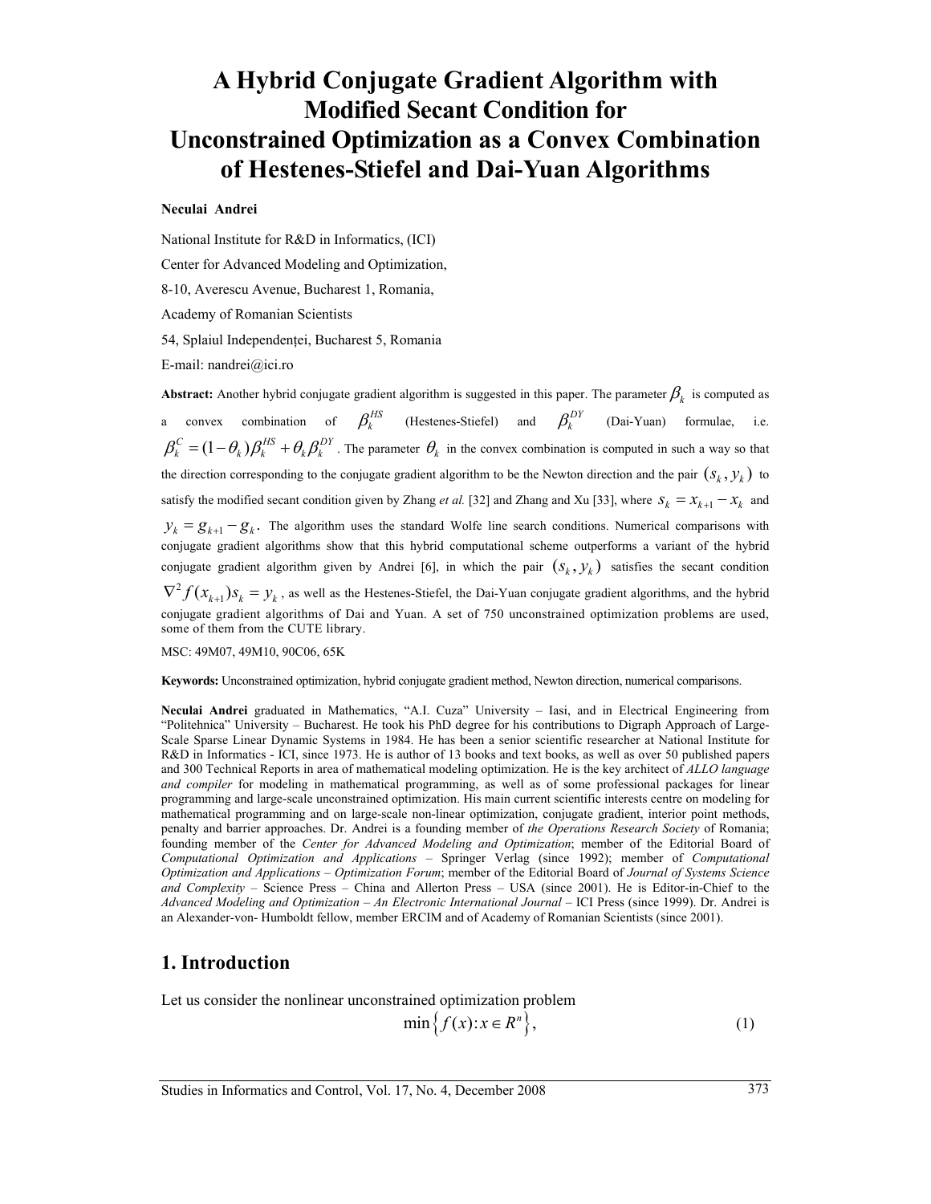# A Hybrid Conjugate Gradient Algorithm with Modified Secant Condition for Unconstrained Optimization as a Convex Combination of Hestenes-Stiefel and Dai-Yuan Algorithms

**Neculai Andrei**

National Institute for R&D in Informatics, (ICI)

Center for Advanced Modeling and Optimization,

8-10, Averescu Avenue, Bucharest 1, Romania,

Academy of Romanian Scientists

54, Splaiul Independenței, Bucharest 5, Romania

E-mail: nandrei@ici.ro

**Abstract:** Another hybrid conjugate gradient algorithm is suggested in this paper. The parameter $\beta_k$ is computed as a convex combination of $\beta_k^{HS}$ (Hestenes-Stiefel) and $\beta_k^{DY}$ (Dai-Yuan) formulae, i.e. $\beta_k^C = (1-\theta_k)\beta_k^{HS} + \theta_k \beta_k^{DY}$. The parameter $\theta_k$ in the convex combination is computed in such a way so that the direction corresponding to the conjugate gradient algorithm to be the Newton direction and the pair $(s_k, y_k)$ to satisfy the modified secant condition given by Zhang *et al.* [32] and Zhang and Xu [33], where $s_k = x_{k+1} - x_k$ and $y_k = g_{k+1} - g_k$. The algorithm uses the standard Wolfe line search conditions. Numerical comparisons with conjugate gradient algorithms show that this hybrid computational scheme outperforms a variant of the hybrid conjugate gradient algorithm given by Andrei [6], in which the pair $(s_k, y_k)$ satisfies the secant condition $\nabla^2 f(x_{k+1}) s_k = y_k$, as well as the Hestenes-Stiefel, the Dai-Yuan conjugate gradient algorithms, and the hybrid conjugate gradient algorithms of Dai and Yuan. A set of 750 unconstrained optimization problems are used, some of them from the CUTE library.

MSC: 49M07, 49M10, 90C06, 65K

**Keywords:** Unconstrained optimization, hybrid conjugate gradient method, Newton direction, numerical comparisons.

**Neculai Andrei** graduated in Mathematics, "A.I. Cuza" University – Iasi, and in Electrical Engineering from "Politehnica" University – Bucharest. He took his PhD degree for his contributions to Digraph Approach of Large-Scale Sparse Linear Dynamic Systems in 1984. He has been a senior scientific researcher at National Institute for R&D in Informatics - ICI, since 1973. He is author of 13 books and text books, as well as over 50 published papers and 300 Technical Reports in area of mathematical modeling optimization. He is the key architect of *ALLO language and compiler* for modeling in mathematical programming, as well as of some professional packages for linear programming and large-scale unconstrained optimization. His main current scientific interests centre on modeling for mathematical programming and on large-scale non-linear optimization, conjugate gradient, interior point methods, penalty and barrier approaches. Dr. Andrei is a founding member of *the Operations Research Society* of Romania; founding member of the *Center for Advanced Modeling and Optimization*; member of the Editorial Board of *Computational Optimization and Applications* – Springer Verlag (since 1992); member of *Computational Optimization and Applications – Optimization Forum*; member of the Editorial Board of *Journal of Systems Science and Complexity* – Science Press – China and Allerton Press – USA (since 2001). He is Editor-in-Chief to the *Advanced Modeling and Optimization – An Electronic International Journal* – ICI Press (since 1999). Dr. Andrei is an Alexander-von- Humboldt fellow, member ERCIM and of Academy of Romanian Scientists (since 2001).

## 1. Introduction

Let us consider the nonlinear unconstrained optimization problem

$$\min\left\{ f(x) : x \in R^n \right\}, \tag{1}$$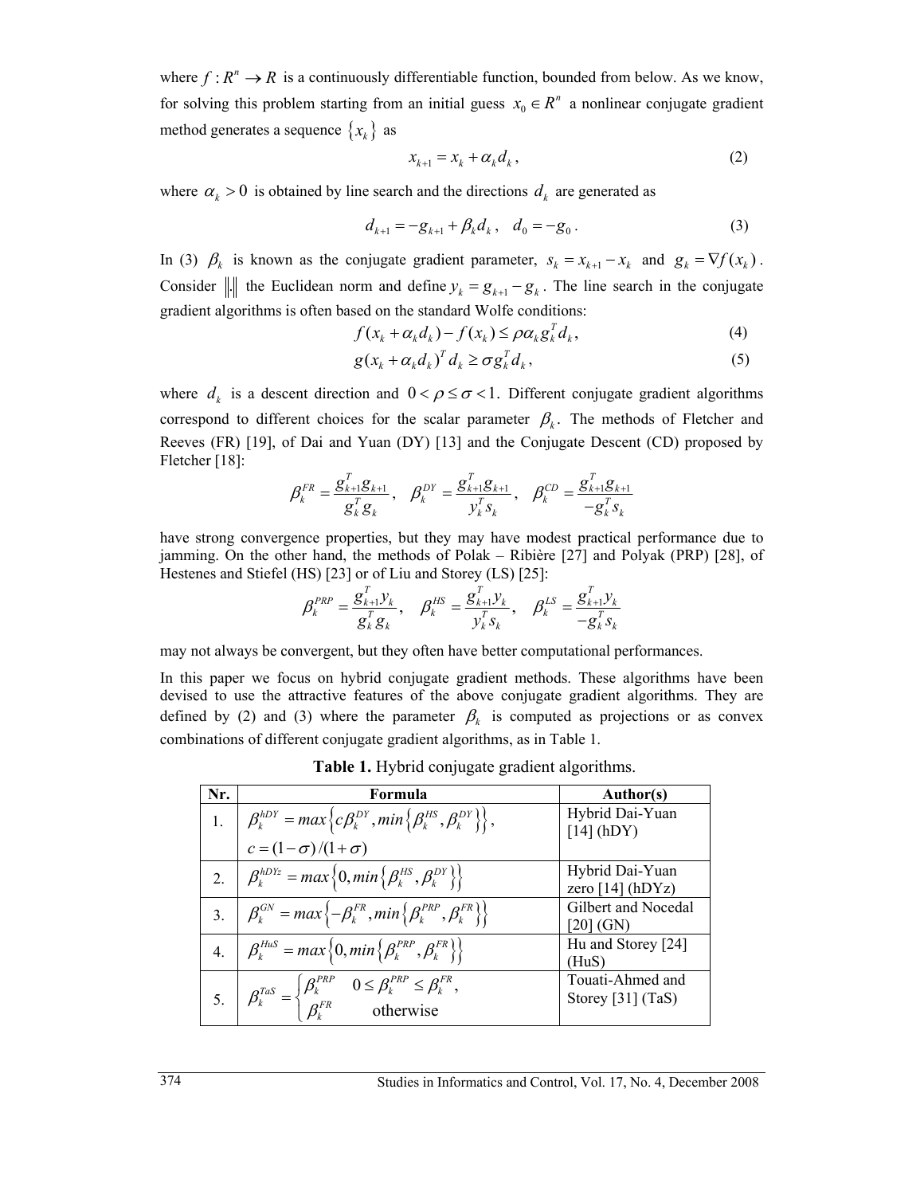where $f : R^n \to R$ is a continuously differentiable function, bounded from below. As we know, for solving this problem starting from an initial guess $x_0 \in R^n$ a nonlinear conjugate gradient method generates a sequence $\{x_k\}$ as

$$x_{k+1} = x_k + \alpha_k d_k, \tag{2}$$

where $\alpha_k > 0$ is obtained by line search and the directions $d_k$ are generated as

$$d_{k+1} = -g_{k+1} + \beta_k d_k, \quad d_0 = -g_0. \tag{3}$$

In (3) $\beta_k$ is known as the conjugate gradient parameter, $s_k = x_{k+1} - x_k$ and $g_k = \nabla f(x_k)$. Consider $\|.\|$ the Euclidean norm and define $y_k = g_{k+1} - g_k$. The line search in the conjugate gradient algorithms is often based on the standard Wolfe conditions:

$$f(x_k + \alpha_k d_k) - f(x_k) \le \rho \alpha_k g_k^T d_k, \tag{4}$$

$$g(x_k + \alpha_k d_k)^T d_k \ge \sigma g_k^T d_k, \tag{5}$$

where $d_k$ is a descent direction and $0 < \rho \le \sigma < 1$. Different conjugate gradient algorithms correspond to different choices for the scalar parameter $\beta_k$. The methods of Fletcher and Reeves (FR) [19], of Dai and Yuan (DY) [13] and the Conjugate Descent (CD) proposed by Fletcher [18]:

$$\beta_k^{FR} = \frac{g_{k+1}^T g_{k+1}}{g_k^T g_k}, \quad \beta_k^{DY} = \frac{g_{k+1}^T g_{k+1}}{y_k^T s_k}, \quad \beta_k^{CD} = \frac{g_{k+1}^T g_{k+1}}{-g_k^T s_k}$$

have strong convergence properties, but they may have modest practical performance due to jamming. On the other hand, the methods of Polak – Ribière [27] and Polyak (PRP) [28], of Hestenes and Stiefel (HS) [23] or of Liu and Storey (LS) [25]:

$$\beta_k^{PRP} = \frac{g_{k+1}^T y_k}{g_k^T g_k}, \quad \beta_k^{HS} = \frac{g_{k+1}^T y_k}{y_k^T s_k}, \quad \beta_k^{LS} = \frac{g_{k+1}^T y_k}{-g_k^T s_k}$$

may not always be convergent, but they often have better computational performances.

In this paper we focus on hybrid conjugate gradient methods. These algorithms have been devised to use the attractive features of the above conjugate gradient algorithms. They are defined by (2) and (3) where the parameter $\beta_k$ is computed as projections or as convex combinations of different conjugate gradient algorithms, as in Table 1.

**Table 1.** Hybrid conjugate gradient algorithms.

| Nr. | Formula | Author(s) |
|---|---|---|
| 1. | $\beta_k^{hDY} = max\{c\beta_k^{DY}, min\{\beta_k^{HS}, \beta_k^{DY}\}\}$, $c = (1-\sigma)/(1+\sigma)$ | Hybrid Dai-Yuan [14] (hDY) |
| 2. | $\beta_k^{hDYz} = max\{0, min\{\beta_k^{HS}, \beta_k^{DY}\}\}$ | Hybrid Dai-Yuan zero [14] (hDYz) |
| 3. | $\beta_k^{GN} = max\{-\beta_k^{FR}, min\{\beta_k^{PRP}, \beta_k^{FR}\}\}$ | Gilbert and Nocedal [20] (GN) |
| 4. | $\beta_k^{HuS} = max\{0, min\{\beta_k^{PRP}, \beta_k^{FR}\}\}$ | Hu and Storey [24] (HuS) |
| 5. | $\beta_k^{TaS} = \begin{cases} \beta_k^{PRP} & 0 \le \beta_k^{PRP} \le \beta_k^{FR}, \\ \beta_k^{FR} & \text{otherwise} \end{cases}$ | Touati-Ahmed and Storey [31] (TaS) |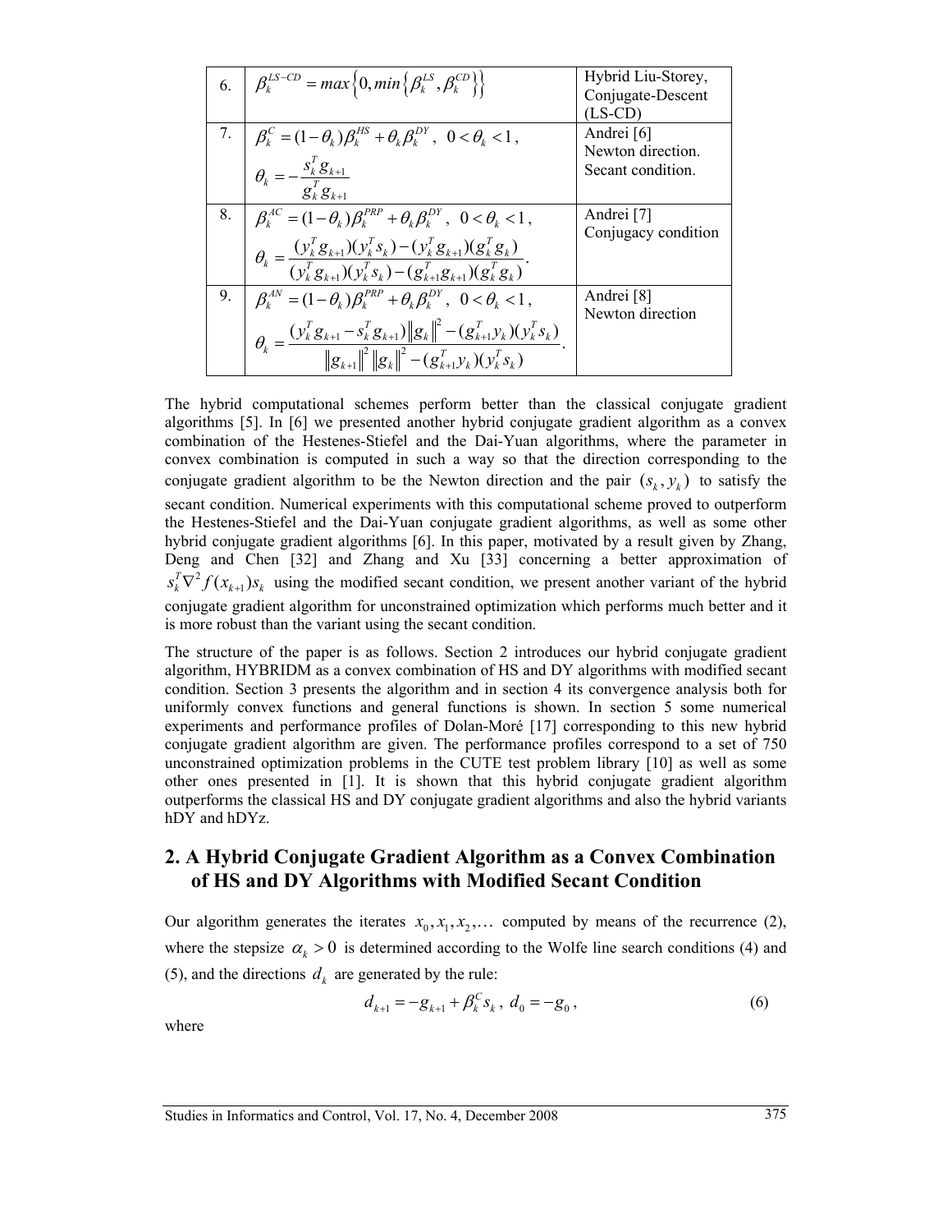| 6. | $\beta_k^{LS-CD} = max\left\{0, min\left\{\beta_k^{LS}, \beta_k^{CD}\right\}\right\}$ | Hybrid Liu-Storey, Conjugate-Descent (LS-CD) |
|---|---|---|
| 7. | $\beta_k^C = (1-\theta_k)\beta_k^{HS} + \theta_k \beta_k^{DY},\ 0 < \theta_k < 1,$ <br> $\theta_k = -\dfrac{s_k^T g_{k+1}}{g_k^T g_{k+1}}$ | Andrei [6] Newton direction. Secant condition. |
| 8. | $\beta_k^{AC} = (1-\theta_k)\beta_k^{PRP} + \theta_k \beta_k^{DY},\ 0 < \theta_k < 1,$ <br> $\theta_k = \dfrac{(y_k^T g_{k+1})(y_k^T s_k) - (y_k^T g_{k+1})(g_k^T g_k)}{(y_k^T g_{k+1})(y_k^T s_k) - (g_{k+1}^T g_{k+1})(g_k^T g_k)}.$ | Andrei [7] Conjugacy condition |
| 9. | $\beta_k^{AN} = (1-\theta_k)\beta_k^{PRP} + \theta_k \beta_k^{DY},\ 0 < \theta_k < 1,$ <br> $\theta_k = \dfrac{(y_k^T g_{k+1} - s_k^T g_{k+1})\left\|g_k\right\|^2 - (g_{k+1}^T y_k)(y_k^T s_k)}{\left\|g_{k+1}\right\|^2 \left\|g_k\right\|^2 - (g_{k+1}^T y_k)(y_k^T s_k)}.$ | Andrei [8] Newton direction |

The hybrid computational schemes perform better than the classical conjugate gradient algorithms [5]. In [6] we presented another hybrid conjugate gradient algorithm as a convex combination of the Hestenes-Stiefel and the Dai-Yuan algorithms, where the parameter in convex combination is computed in such a way so that the direction corresponding to the conjugate gradient algorithm to be the Newton direction and the pair $(s_k, y_k)$ to satisfy the secant condition. Numerical experiments with this computational scheme proved to outperform the Hestenes-Stiefel and the Dai-Yuan conjugate gradient algorithms, as well as some other hybrid conjugate gradient algorithms [6]. In this paper, motivated by a result given by Zhang, Deng and Chen [32] and Zhang and Xu [33] concerning a better approximation of $s_k^T \nabla^2 f(x_{k+1}) s_k$ using the modified secant condition, we present another variant of the hybrid conjugate gradient algorithm for unconstrained optimization which performs much better and it is more robust than the variant using the secant condition.

The structure of the paper is as follows. Section 2 introduces our hybrid conjugate gradient algorithm, HYBRIDM as a convex combination of HS and DY algorithms with modified secant condition. Section 3 presents the algorithm and in section 4 its convergence analysis both for uniformly convex functions and general functions is shown. In section 5 some numerical experiments and performance profiles of Dolan-Moré [17] corresponding to this new hybrid conjugate gradient algorithm are given. The performance profiles correspond to a set of 750 unconstrained optimization problems in the CUTE test problem library [10] as well as some other ones presented in [1]. It is shown that this hybrid conjugate gradient algorithm outperforms the classical HS and DY conjugate gradient algorithms and also the hybrid variants hDY and hDYz.

## 2. A Hybrid Conjugate Gradient Algorithm as a Convex Combination of HS and DY Algorithms with Modified Secant Condition

Our algorithm generates the iterates $x_0, x_1, x_2, \ldots$ computed by means of the recurrence (2), where the stepsize $\alpha_k > 0$ is determined according to the Wolfe line search conditions (4) and (5), and the directions $d_k$ are generated by the rule:

$$d_{k+1} = -g_{k+1} + \beta_k^C s_k,\ d_0 = -g_0, \tag{6}$$

where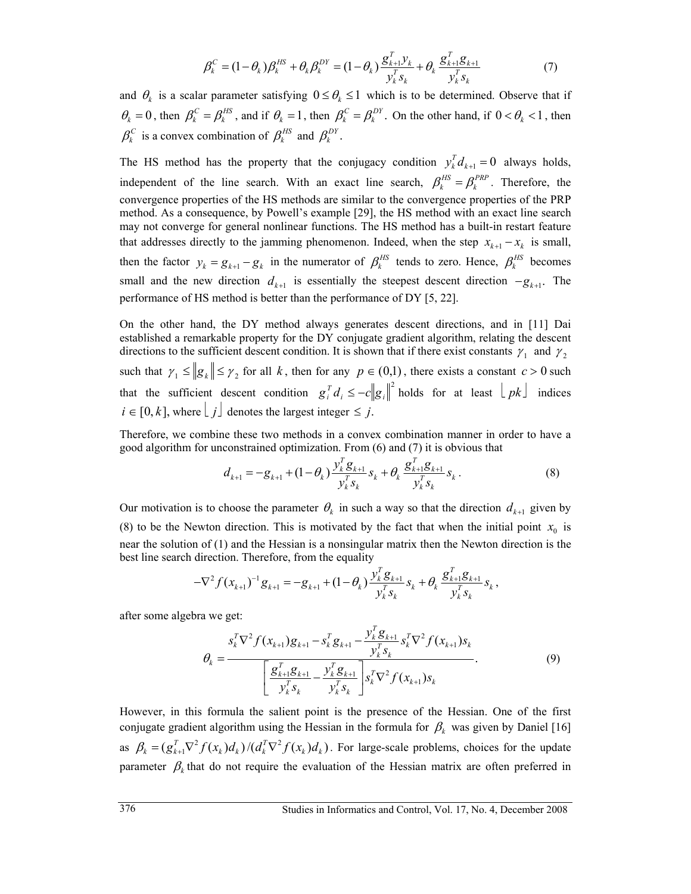$$\beta_k^C = (1-\theta_k)\beta_k^{HS} + \theta_k \beta_k^{DY} = (1-\theta_k)\frac{g_{k+1}^T y_k}{y_k^T s_k} + \theta_k \frac{g_{k+1}^T g_{k+1}}{y_k^T s_k} \tag{7}$$

and $\theta_k$ is a scalar parameter satisfying $0 \le \theta_k \le 1$ which is to be determined. Observe that if $\theta_k = 0$, then $\beta_k^C = \beta_k^{HS}$, and if $\theta_k = 1$, then $\beta_k^C = \beta_k^{DY}$. On the other hand, if $0 < \theta_k < 1$, then $\beta_k^C$ is a convex combination of $\beta_k^{HS}$ and $\beta_k^{DY}$.

The HS method has the property that the conjugacy condition $y_k^T d_{k+1} = 0$ always holds, independent of the line search. With an exact line search, $\beta_k^{HS} = \beta_k^{PRP}$. Therefore, the convergence properties of the HS methods are similar to the convergence properties of the PRP method. As a consequence, by Powell's example [29], the HS method with an exact line search may not converge for general nonlinear functions. The HS method has a built-in restart feature that addresses directly to the jamming phenomenon. Indeed, when the step $x_{k+1} - x_k$ is small, then the factor $y_k = g_{k+1} - g_k$ in the numerator of $\beta_k^{HS}$ tends to zero. Hence, $\beta_k^{HS}$ becomes small and the new direction $d_{k+1}$ is essentially the steepest descent direction $-g_{k+1}$. The performance of HS method is better than the performance of DY [5, 22].

On the other hand, the DY method always generates descent directions, and in [11] Dai established a remarkable property for the DY conjugate gradient algorithm, relating the descent directions to the sufficient descent condition. It is shown that if there exist constants $\gamma_1$ and $\gamma_2$ such that $\gamma_1 \le \|g_k\| \le \gamma_2$ for all $k$, then for any $p \in (0,1)$, there exists a constant $c > 0$ such that the sufficient descent condition $g_i^T d_i \le -c\|g_i\|^2$ holds for at least $\lfloor pk \rfloor$ indices $i \in [0,k]$, where $\lfloor j \rfloor$ denotes the largest integer $\le j$.

Therefore, we combine these two methods in a convex combination manner in order to have a good algorithm for unconstrained optimization. From (6) and (7) it is obvious that

$$d_{k+1} = -g_{k+1} + (1-\theta_k)\frac{y_k^T g_{k+1}}{y_k^T s_k} s_k + \theta_k \frac{g_{k+1}^T g_{k+1}}{y_k^T s_k} s_k . \tag{8}$$

Our motivation is to choose the parameter $\theta_k$ in such a way so that the direction $d_{k+1}$ given by (8) to be the Newton direction. This is motivated by the fact that when the initial point $x_0$ is near the solution of (1) and the Hessian is a nonsingular matrix then the Newton direction is the best line search direction. Therefore, from the equality

$$-\nabla^2 f(x_{k+1})^{-1} g_{k+1} = -g_{k+1} + (1-\theta_k)\frac{y_k^T g_{k+1}}{y_k^T s_k} s_k + \theta_k \frac{g_{k+1}^T g_{k+1}}{y_k^T s_k} s_k ,$$

after some algebra we get:

$$\theta_k = \frac{s_k^T \nabla^2 f(x_{k+1}) g_{k+1} - s_k^T g_{k+1} - \dfrac{y_k^T g_{k+1}}{y_k^T s_k} s_k^T \nabla^2 f(x_{k+1}) s_k}{\left[ \dfrac{g_{k+1}^T g_{k+1}}{y_k^T s_k} - \dfrac{y_k^T g_{k+1}}{y_k^T s_k} \right] s_k^T \nabla^2 f(x_{k+1}) s_k} . \tag{9}$$

However, in this formula the salient point is the presence of the Hessian. One of the first conjugate gradient algorithm using the Hessian in the formula for $\beta_k$ was given by Daniel [16] as $\beta_k = (g_{k+1}^T \nabla^2 f(x_k) d_k)/(d_k^T \nabla^2 f(x_k) d_k)$. For large-scale problems, choices for the update parameter $\beta_k$ that do not require the evaluation of the Hessian matrix are often preferred in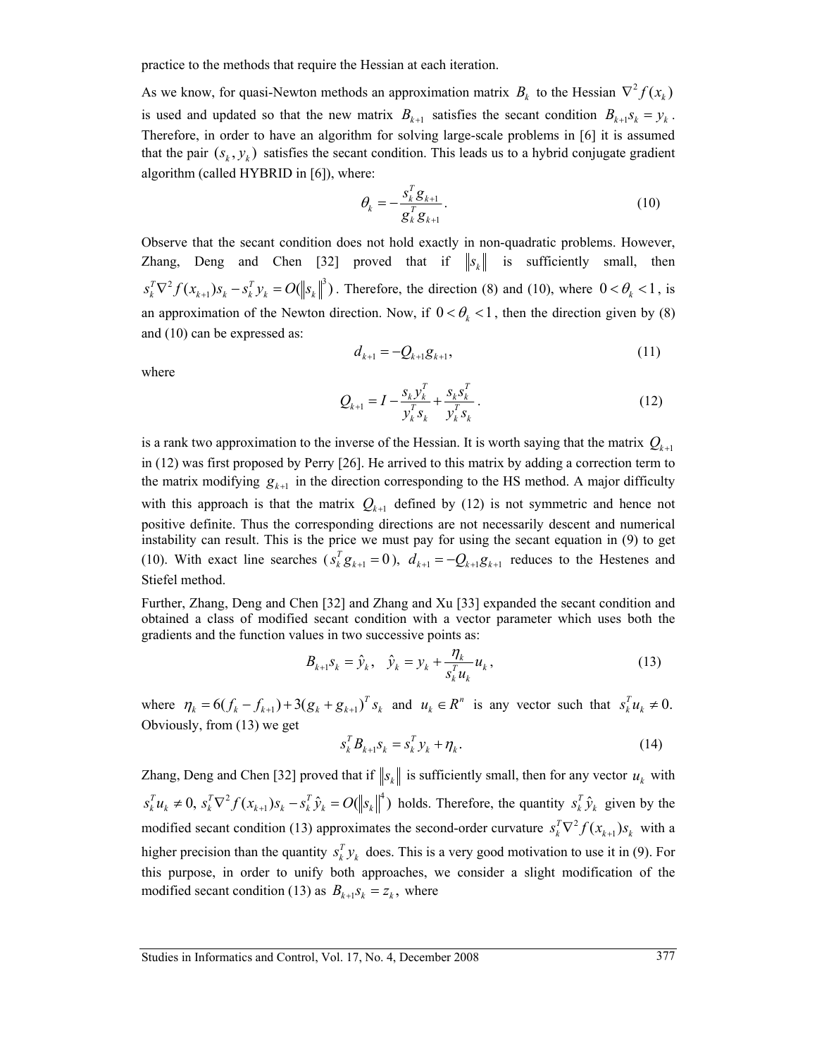practice to the methods that require the Hessian at each iteration.

As we know, for quasi-Newton methods an approximation matrix $B_k$ to the Hessian $\nabla^2 f(x_k)$ is used and updated so that the new matrix $B_{k+1}$ satisfies the secant condition $B_{k+1}s_k = y_k$. Therefore, in order to have an algorithm for solving large-scale problems in [6] it is assumed that the pair $(s_k, y_k)$ satisfies the secant condition. This leads us to a hybrid conjugate gradient algorithm (called HYBRID in [6]), where:

$$\theta_k = -\frac{s_k^T g_{k+1}}{g_k^T g_{k+1}}. \tag{10}$$

Observe that the secant condition does not hold exactly in non-quadratic problems. However, Zhang, Deng and Chen [32] proved that if $\|s_k\|$ is sufficiently small, then $s_k^T \nabla^2 f(x_{k+1}) s_k - s_k^T y_k = O(\|s_k\|^3)$. Therefore, the direction (8) and (10), where $0 < \theta_k < 1$, is an approximation of the Newton direction. Now, if $0 < \theta_k < 1$, then the direction given by (8) and (10) can be expressed as:

$$d_{k+1} = -Q_{k+1} g_{k+1}, \tag{11}$$

where

$$Q_{k+1} = I - \frac{s_k y_k^T}{y_k^T s_k} + \frac{s_k s_k^T}{y_k^T s_k}. \tag{12}$$

is a rank two approximation to the inverse of the Hessian. It is worth saying that the matrix $Q_{k+1}$ in (12) was first proposed by Perry [26]. He arrived to this matrix by adding a correction term to the matrix modifying $g_{k+1}$ in the direction corresponding to the HS method. A major difficulty with this approach is that the matrix $Q_{k+1}$ defined by (12) is not symmetric and hence not positive definite. Thus the corresponding directions are not necessarily descent and numerical instability can result. This is the price we must pay for using the secant equation in (9) to get (10). With exact line searches ($s_k^T g_{k+1} = 0$), $d_{k+1} = -Q_{k+1} g_{k+1}$ reduces to the Hestenes and Stiefel method.

Further, Zhang, Deng and Chen [32] and Zhang and Xu [33] expanded the secant condition and obtained a class of modified secant condition with a vector parameter which uses both the gradients and the function values in two successive points as:

$$B_{k+1} s_k = \hat{y}_k, \quad \hat{y}_k = y_k + \frac{\eta_k}{s_k^T u_k} u_k, \tag{13}$$

where $\eta_k = 6(f_k - f_{k+1}) + 3(g_k + g_{k+1})^T s_k$ and $u_k \in R^n$ is any vector such that $s_k^T u_k \neq 0.$ Obviously, from (13) we get

$$s_k^T B_{k+1} s_k = s_k^T y_k + \eta_k. \tag{14}$$

Zhang, Deng and Chen [32] proved that if $\|s_k\|$ is sufficiently small, then for any vector $u_k$ with $s_k^T u_k \neq 0,\ s_k^T \nabla^2 f(x_{k+1}) s_k - s_k^T \hat{y}_k = O(\|s_k\|^4)$ holds. Therefore, the quantity $s_k^T \hat{y}_k$ given by the modified secant condition (13) approximates the second-order curvature $s_k^T \nabla^2 f(x_{k+1}) s_k$ with a higher precision than the quantity $s_k^T y_k$ does. This is a very good motivation to use it in (9). For this purpose, in order to unify both approaches, we consider a slight modification of the modified secant condition (13) as $B_{k+1} s_k = z_k$, where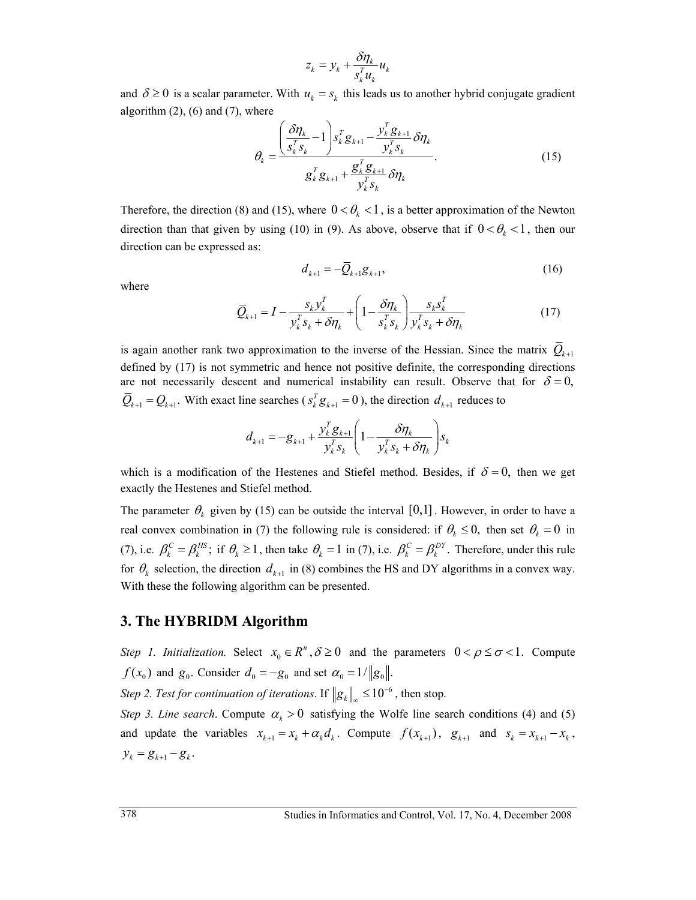$$z_k = y_k + \frac{\delta \eta_k}{s_k^T u_k} u_k$$

and $\delta \geq 0$ is a scalar parameter. With $u_k = s_k$ this leads us to another hybrid conjugate gradient algorithm (2), (6) and (7), where

$$\theta_k = \frac{\left( \frac{\delta \eta_k}{s_k^T s_k} - 1 \right) s_k^T g_{k+1} - \frac{y_k^T g_{k+1}}{y_k^T s_k} \delta \eta_k}{g_k^T g_{k+1} + \frac{g_k^T g_{k+1}}{y_k^T s_k} \delta \eta_k}. \tag{15}$$

Therefore, the direction (8) and (15), where $0 < \theta_k < 1$, is a better approximation of the Newton direction than that given by using (10) in (9). As above, observe that if $0 < \theta_k < 1$, then our direction can be expressed as:

$$d_{k+1} = -\overline{Q}_{k+1} g_{k+1}, \tag{16}$$

where

$$\overline{Q}_{k+1} = I - \frac{s_k y_k^T}{y_k^T s_k + \delta \eta_k} + \left( 1 - \frac{\delta \eta_k}{s_k^T s_k} \right) \frac{s_k s_k^T}{y_k^T s_k + \delta \eta_k} \tag{17}$$

is again another rank two approximation to the inverse of the Hessian. Since the matrix $\overline{Q}_{k+1}$ defined by (17) is not symmetric and hence not positive definite, the corresponding directions are not necessarily descent and numerical instability can result. Observe that for $\delta = 0,$ $\overline{Q}_{k+1} = Q_{k+1}.$ With exact line searches ($s_k^T g_{k+1} = 0$), the direction $d_{k+1}$ reduces to

$$d_{k+1} = -g_{k+1} + \frac{y_k^T g_{k+1}}{y_k^T s_k} \left( 1 - \frac{\delta \eta_k}{y_k^T s_k + \delta \eta_k} \right) s_k$$

which is a modification of the Hestenes and Stiefel method. Besides, if $\delta = 0,$ then we get exactly the Hestenes and Stiefel method.

The parameter $\theta_k$ given by (15) can be outside the interval $[0,1]$. However, in order to have a real convex combination in (7) the following rule is considered: if $\theta_k \leq 0,$ then set $\theta_k = 0$ in (7), i.e. $\beta_k^C = \beta_k^{HS}$; if $\theta_k \geq 1$, then take $\theta_k = 1$ in (7), i.e. $\beta_k^C = \beta_k^{DY}$. Therefore, under this rule for $\theta_k$ selection, the direction $d_{k+1}$ in (8) combines the HS and DY algorithms in a convex way. With these the following algorithm can be presented.

## 3. The HYBRIDM Algorithm

*Step 1. Initialization.* Select $x_0 \in R^n, \delta \geq 0$ and the parameters $0 < \rho \leq \sigma < 1.$ Compute $f(x_0)$ and $g_0$. Consider $d_0 = -g_0$ and set $\alpha_0 = 1/\|g_0\|.$

*Step 2. Test for continuation of iterations*. If $\|g_k\|_\infty \leq 10^{-6}$, then stop.

*Step 3. Line search*. Compute $\alpha_k > 0$ satisfying the Wolfe line search conditions (4) and (5) and update the variables $x_{k+1} = x_k + \alpha_k d_k$. Compute $f(x_{k+1})$, $g_{k+1}$ and $s_k = x_{k+1} - x_k$, $y_k = g_{k+1} - g_k$.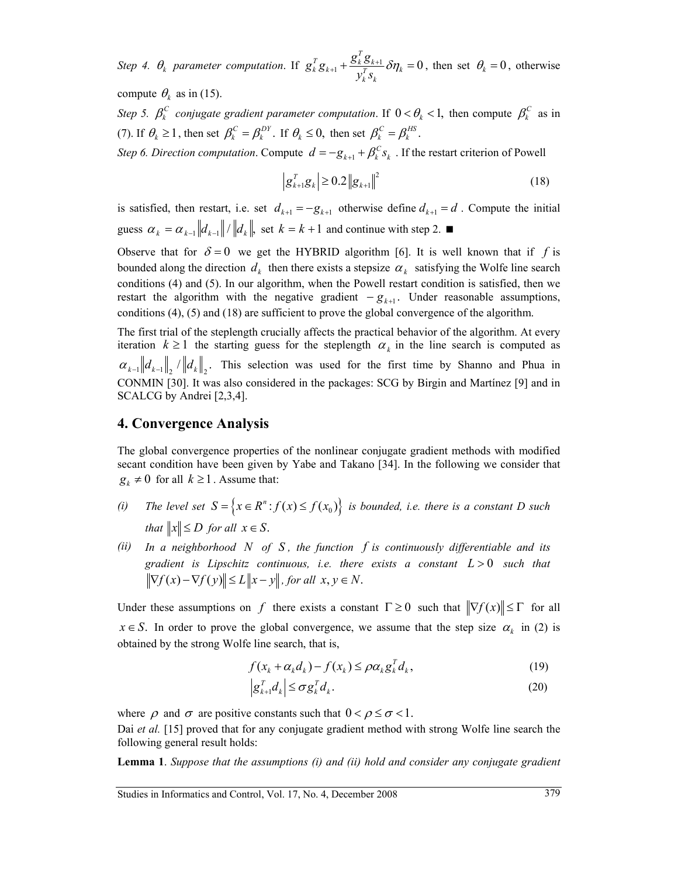*Step 4.* $\theta_k$ *parameter computation*. If $g_k^T g_{k+1} + \frac{g_k^T g_{k+1}}{y_k^T s_k} \delta \eta_k = 0$, then set $\theta_k = 0$, otherwise compute $\theta_k$ as in (15).

*Step 5.* $\beta_k^C$ *conjugate gradient parameter computation*. If $0 < \theta_k < 1,$ then compute $\beta_k^C$ as in (7). If $\theta_k \geq 1$, then set $\beta_k^C = \beta_k^{DY}$. If $\theta_k \leq 0,$ then set $\beta_k^C = \beta_k^{HS}$.

*Step 6. Direction computation*. Compute $d = -g_{k+1} + \beta_k^C s_k$. If the restart criterion of Powell

$$\left| g_{k+1}^T g_k \right| \geq 0.2 \left\| g_{k+1} \right\|^2 \tag{18}$$

is satisfied, then restart, i.e. set $d_{k+1} = -g_{k+1}$ otherwise define $d_{k+1} = d$. Compute the initial guess $\alpha_k = \alpha_{k-1} \left\| d_{k-1} \right\| / \left\| d_k \right\|,$ set $k = k+1$ and continue with step 2. ■

Observe that for $\delta = 0$ we get the HYBRID algorithm [6]. It is well known that if $f$ is bounded along the direction $d_k$ then there exists a stepsize $\alpha_k$ satisfying the Wolfe line search conditions (4) and (5). In our algorithm, when the Powell restart condition is satisfied, then we restart the algorithm with the negative gradient $-g_{k+1}$. Under reasonable assumptions, conditions (4), (5) and (18) are sufficient to prove the global convergence of the algorithm.

The first trial of the steplength crucially affects the practical behavior of the algorithm. At every iteration $k \geq 1$ the starting guess for the steplength $\alpha_k$ in the line search is computed as $\alpha_{k-1} \left\| d_{k-1} \right\|_2 / \left\| d_k \right\|_2$. This selection was used for the first time by Shanno and Phua in CONMIN [30]. It was also considered in the packages: SCG by Birgin and Martínez [9] and in SCALCG by Andrei [2,3,4].

## 4. Convergence Analysis

The global convergence properties of the nonlinear conjugate gradient methods with modified secant condition have been given by Yabe and Takano [34]. In the following we consider that $g_k \neq 0$ for all $k \geq 1$. Assume that:

(i) *The level set* $S = \left\{ x \in R^n : f(x) \leq f(x_0) \right\}$ *is bounded, i.e. there is a constant D such that* $\left\| x \right\| \leq D$ *for all* $x \in S$.

(ii) *In a neighborhood* $N$ *of* $S$, *the function* $f$ *is continuously differentiable and its gradient is Lipschitz continuous, i.e. there exists a constant* $L > 0$ *such that* $\left\| \nabla f(x) - \nabla f(y) \right\| \leq L \left\| x - y \right\|$, *for all* $x, y \in N$.

Under these assumptions on $f$ there exists a constant $\Gamma \geq 0$ such that $\left\| \nabla f(x) \right\| \leq \Gamma$ for all $x \in S$. In order to prove the global convergence, we assume that the step size $\alpha_k$ in (2) is obtained by the strong Wolfe line search, that is,

$$f(x_k + \alpha_k d_k) - f(x_k) \leq \rho \alpha_k g_k^T d_k, \tag{19}$$

$$\left| g_{k+1}^T d_k \right| \leq \sigma g_k^T d_k. \tag{20}$$

where $\rho$ and $\sigma$ are positive constants such that $0 < \rho \leq \sigma < 1$.

Dai *et al.* [15] proved that for any conjugate gradient method with strong Wolfe line search the following general result holds:

**Lemma 1**. *Suppose that the assumptions (i) and (ii) hold and consider any conjugate gradient*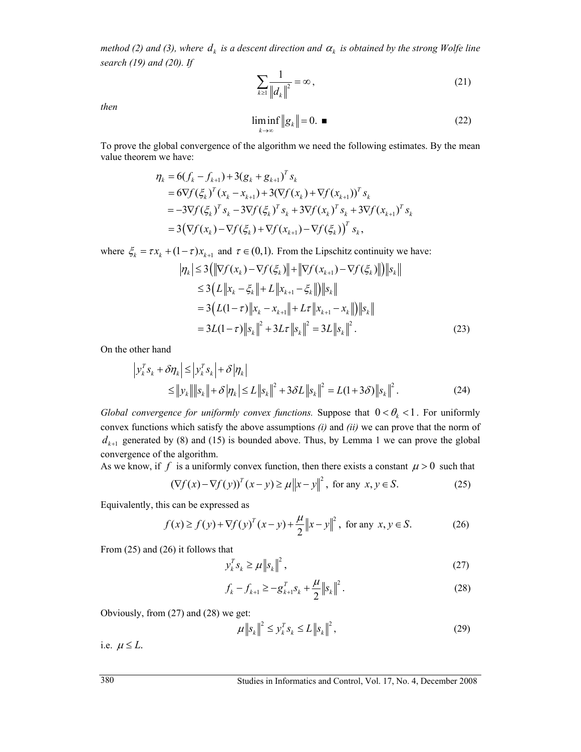*method (2) and (3), where $d_k$ is a descent direction and $\alpha_k$ is obtained by the strong Wolfe line search (19) and (20). If*

$$\sum_{k\geq 1} \frac{1}{\|d_k\|^2} = \infty, \tag{21}$$

*then*

$$\liminf_{k\to\infty} \|g_k\| = 0. \;\blacksquare \tag{22}$$

To prove the global convergence of the algorithm we need the following estimates. By the mean value theorem we have:

$$\begin{aligned}
\eta_k &= 6(f_k - f_{k+1}) + 3(g_k + g_{k+1})^T s_k \\
&= 6\nabla f(\xi_k)^T (x_k - x_{k+1}) + 3(\nabla f(x_k) + \nabla f(x_{k+1}))^T s_k \\
&= -3\nabla f(\xi_k)^T s_k - 3\nabla f(\xi_k)^T s_k + 3\nabla f(x_k)^T s_k + 3\nabla f(x_{k+1})^T s_k \\
&= 3\left(\nabla f(x_k) - \nabla f(\xi_k) + \nabla f(x_{k+1}) - \nabla f(\xi_k)\right)^T s_k,
\end{aligned}$$

where $\xi_k = \tau x_k + (1-\tau)x_{k+1}$ and $\tau \in (0,1)$. From the Lipschitz continuity we have:

$$\begin{aligned}
|\eta_k| &\leq 3\left(\|\nabla f(x_k) - \nabla f(\xi_k)\| + \|\nabla f(x_{k+1}) - \nabla f(\xi_k)\|\right)\|s_k\| \\
&\leq 3\left(L\|x_k - \xi_k\| + L\|x_{k+1} - \xi_k\|\right)\|s_k\| \\
&= 3\left(L(1-\tau)\|x_k - x_{k+1}\| + L\tau\|x_{k+1} - x_k\|\right)\|s_k\| \\
&= 3L(1-\tau)\|s_k\|^2 + 3L\tau\|s_k\|^2 = 3L\|s_k\|^2.
\end{aligned} \tag{23}$$

On the other hand

$$\begin{aligned}
\left|y_k^T s_k + \delta\eta_k\right| &\leq \left|y_k^T s_k\right| + \delta|\eta_k| \\
&\leq \|y_k\|\|s_k\| + \delta|\eta_k| \leq L\|s_k\|^2 + 3\delta L\|s_k\|^2 = L(1+3\delta)\|s_k\|^2.
\end{aligned} \tag{24}$$

*Global convergence for uniformly convex functions.* Suppose that $0 < \theta_k < 1$. For uniformly convex functions which satisfy the above assumptions *(i)* and *(ii)* we can prove that the norm of $d_{k+1}$ generated by (8) and (15) is bounded above. Thus, by Lemma 1 we can prove the global convergence of the algorithm.

As we know, if $f$ is a uniformly convex function, then there exists a constant $\mu > 0$ such that

$$(\nabla f(x) - \nabla f(y))^T (x-y) \geq \mu\|x-y\|^2, \text{ for any } x, y \in S. \tag{25}$$

Equivalently, this can be expressed as

$$f(x) \geq f(y) + \nabla f(y)^T (x-y) + \frac{\mu}{2}\|x-y\|^2, \text{ for any } x, y \in S. \tag{26}$$

From (25) and (26) it follows that

$$y_k^T s_k \geq \mu\|s_k\|^2, \tag{27}$$

$$f_k - f_{k+1} \geq -g_{k+1}^T s_k + \frac{\mu}{2}\|s_k\|^2. \tag{28}$$

Obviously, from (27) and (28) we get:

$$\mu\|s_k\|^2 \leq y_k^T s_k \leq L\|s_k\|^2, \tag{29}$$

i.e. $\mu \leq L$.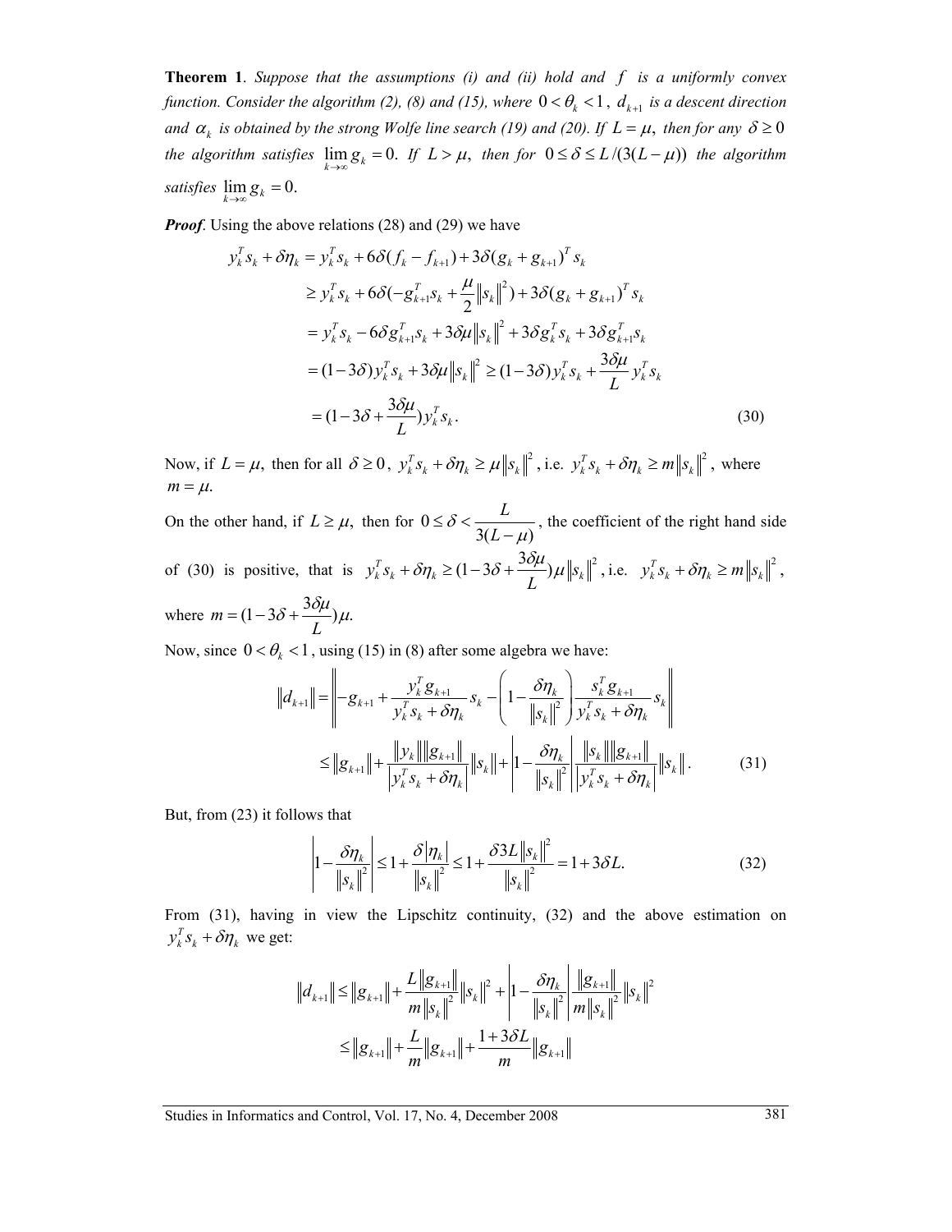**Theorem 1**. *Suppose that the assumptions (i) and (ii) hold and $f$ is a uniformly convex function. Consider the algorithm (2), (8) and (15), where $0 < \theta_k < 1$, $d_{k+1}$ is a descent direction and $\alpha_k$ is obtained by the strong Wolfe line search (19) and (20). If $L = \mu$, then for any $\delta \geq 0$ the algorithm satisfies $\lim_{k \to \infty} g_k = 0$. If $L > \mu$, then for $0 \leq \delta \leq L/(3(L - \mu))$ the algorithm satisfies $\lim_{k \to \infty} g_k = 0$.*

***Proof***. Using the above relations (28) and (29) we have

$$
\begin{aligned}
y_k^T s_k + \delta \eta_k &= y_k^T s_k + 6\delta(f_k - f_{k+1}) + 3\delta(g_k + g_{k+1})^T s_k \\
&\geq y_k^T s_k + 6\delta(-g_{k+1}^T s_k + \frac{\mu}{2}\|s_k\|^2) + 3\delta(g_k + g_{k+1})^T s_k \\
&= y_k^T s_k - 6\delta g_{k+1}^T s_k + 3\delta\mu\|s_k\|^2 + 3\delta g_k^T s_k + 3\delta g_{k+1}^T s_k \\
&= (1 - 3\delta) y_k^T s_k + 3\delta\mu\|s_k\|^2 \geq (1 - 3\delta) y_k^T s_k + \frac{3\delta\mu}{L} y_k^T s_k \\
&= (1 - 3\delta + \frac{3\delta\mu}{L}) y_k^T s_k. 
\end{aligned} \tag{30}
$$

Now, if $L = \mu$, then for all $\delta \geq 0$, $y_k^T s_k + \delta\eta_k \geq \mu\|s_k\|^2$, i.e. $y_k^T s_k + \delta\eta_k \geq m\|s_k\|^2$, where $m = \mu$.

On the other hand, if $L \geq \mu$, then for $0 \leq \delta < \dfrac{L}{3(L - \mu)}$, the coefficient of the right hand side of (30) is positive, that is $y_k^T s_k + \delta\eta_k \geq (1 - 3\delta + \dfrac{3\delta\mu}{L})\mu\|s_k\|^2$, i.e. $y_k^T s_k + \delta\eta_k \geq m\|s_k\|^2$, where $m = (1 - 3\delta + \dfrac{3\delta\mu}{L})\mu$.

Now, since $0 < \theta_k < 1$, using (15) in (8) after some algebra we have:

$$
\begin{aligned}
\|d_{k+1}\| &= \left\| -g_{k+1} + \frac{y_k^T g_{k+1}}{y_k^T s_k + \delta\eta_k} s_k - \left(1 - \frac{\delta\eta_k}{\|s_k\|^2}\right) \frac{s_k^T g_{k+1}}{y_k^T s_k + \delta\eta_k} s_k \right\| \\
&\leq \|g_{k+1}\| + \frac{\|y_k\|\|g_{k+1}\|}{|y_k^T s_k + \delta\eta_k|}\|s_k\| + \left|1 - \frac{\delta\eta_k}{\|s_k\|^2}\right| \frac{\|s_k\|\|g_{k+1}\|}{|y_k^T s_k + \delta\eta_k|}\|s_k\|.
\end{aligned} \tag{31}
$$

But, from (23) it follows that

$$
\left|1 - \frac{\delta\eta_k}{\|s_k\|^2}\right| \leq 1 + \frac{\delta|\eta_k|}{\|s_k\|^2} \leq 1 + \frac{\delta 3L\|s_k\|^2}{\|s_k\|^2} = 1 + 3\delta L. \tag{32}
$$

From (31), having in view the Lipschitz continuity, (32) and the above estimation on $y_k^T s_k + \delta\eta_k$ we get:

$$
\begin{aligned}
\|d_{k+1}\| &\leq \|g_{k+1}\| + \frac{L\|g_{k+1}\|}{m\|s_k\|^2}\|s_k\|^2 + \left|1 - \frac{\delta\eta_k}{\|s_k\|^2}\right| \frac{\|g_{k+1}\|}{m\|s_k\|^2}\|s_k\|^2 \\
&\leq \|g_{k+1}\| + \frac{L}{m}\|g_{k+1}\| + \frac{1 + 3\delta L}{m}\|g_{k+1}\|
\end{aligned}
$$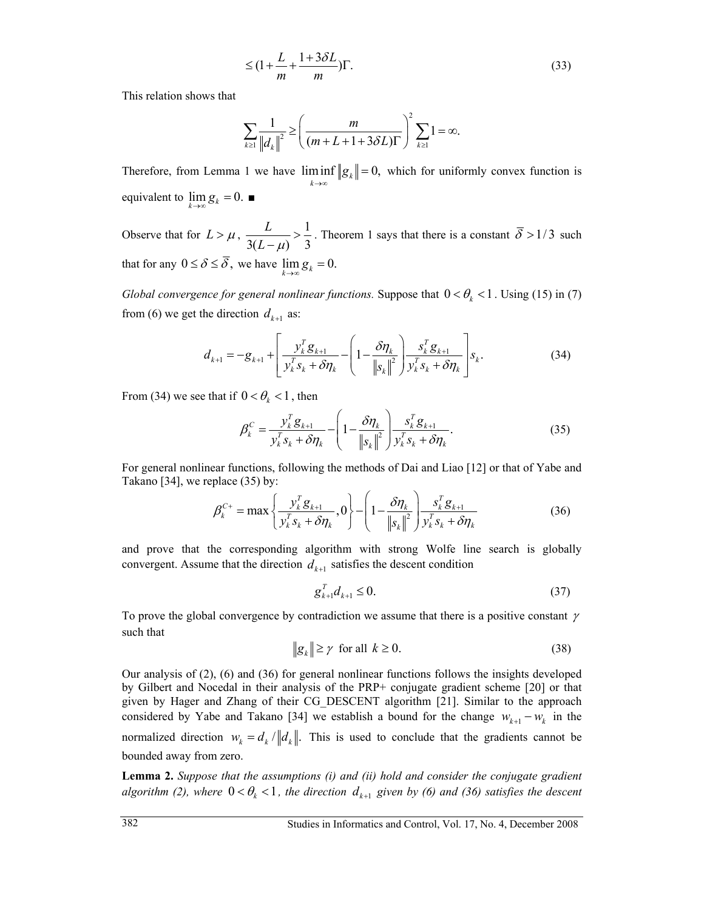$$\leq (1 + \frac{L}{m} + \frac{1+3\delta L}{m})\Gamma. \tag{33}$$

This relation shows that

$$\sum_{k\geq 1} \frac{1}{\|d_k\|^2} \geq \left( \frac{m}{(m+L+1+3\delta L)\Gamma} \right)^2 \sum_{k\geq 1} 1 = \infty.$$

Therefore, from Lemma 1 we have $\liminf_{k\to\infty} \|g_k\| = 0,$ which for uniformly convex function is equivalent to $\lim_{k\to\infty} g_k = 0.$ ■

Observe that for $L > \mu$, $\dfrac{L}{3(L-\mu)} > \dfrac{1}{3}$. Theorem 1 says that there is a constant $\bar{\delta} > 1/3$ such that for any $0 \leq \delta \leq \bar{\delta}$, we have $\lim_{k\to\infty} g_k = 0.$

*Global convergence for general nonlinear functions.* Suppose that $0 < \theta_k < 1$. Using (15) in (7) from (6) we get the direction $d_{k+1}$ as:

$$d_{k+1} = -g_{k+1} + \left[ \frac{y_k^T g_{k+1}}{y_k^T s_k + \delta\eta_k} - \left( 1 - \frac{\delta\eta_k}{\|s_k\|^2} \right) \frac{s_k^T g_{k+1}}{y_k^T s_k + \delta\eta_k} \right] s_k. \tag{34}$$

From (34) we see that if $0 < \theta_k < 1$, then

$$\beta_k^C = \frac{y_k^T g_{k+1}}{y_k^T s_k + \delta\eta_k} - \left( 1 - \frac{\delta\eta_k}{\|s_k\|^2} \right) \frac{s_k^T g_{k+1}}{y_k^T s_k + \delta\eta_k}. \tag{35}$$

For general nonlinear functions, following the methods of Dai and Liao [12] or that of Yabe and Takano [34], we replace (35) by:

$$\beta_k^{C+} = \max\left\{ \frac{y_k^T g_{k+1}}{y_k^T s_k + \delta\eta_k}, 0 \right\} - \left( 1 - \frac{\delta\eta_k}{\|s_k\|^2} \right) \frac{s_k^T g_{k+1}}{y_k^T s_k + \delta\eta_k} \tag{36}$$

and prove that the corresponding algorithm with strong Wolfe line search is globally convergent. Assume that the direction $d_{k+1}$ satisfies the descent condition

$$g_{k+1}^T d_{k+1} \leq 0. \tag{37}$$

To prove the global convergence by contradiction we assume that there is a positive constant $\gamma$ such that

$$\|g_k\| \geq \gamma \text{ for all } k \geq 0. \tag{38}$$

Our analysis of (2), (6) and (36) for general nonlinear functions follows the insights developed by Gilbert and Nocedal in their analysis of the PRP+ conjugate gradient scheme [20] or that given by Hager and Zhang of their CG_DESCENT algorithm [21]. Similar to the approach considered by Yabe and Takano [34] we establish a bound for the change $w_{k+1} - w_k$ in the normalized direction $w_k = d_k / \|d_k\|$. This is used to conclude that the gradients cannot be bounded away from zero.

**Lemma 2.** *Suppose that the assumptions (i) and (ii) hold and consider the conjugate gradient algorithm (2), where $0 < \theta_k < 1$, the direction $d_{k+1}$ given by (6) and (36) satisfies the descent*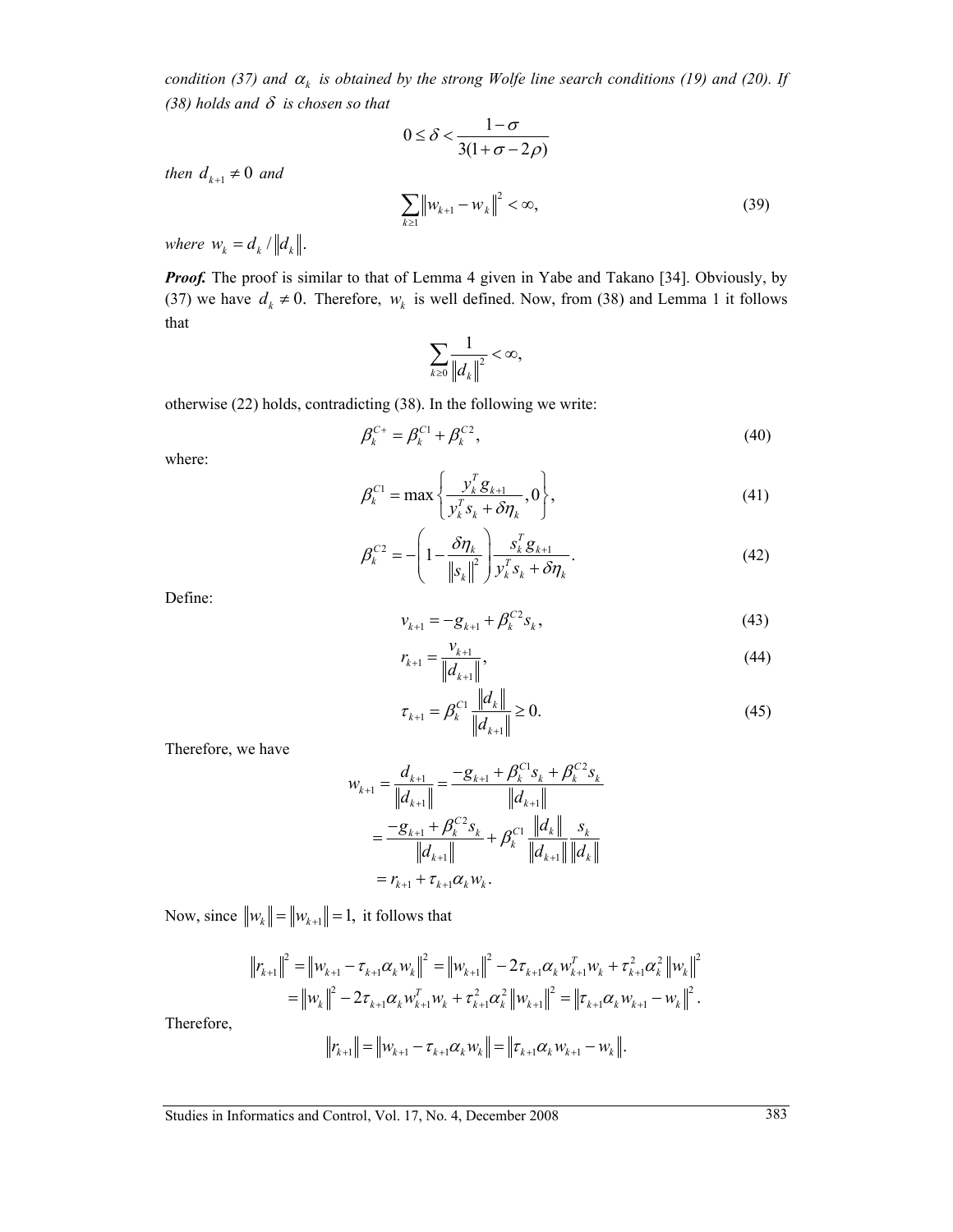*condition (37) and $\alpha_k$ is obtained by the strong Wolfe line search conditions (19) and (20). If (38) holds and $\delta$ is chosen so that*

$$0 \le \delta < \frac{1-\sigma}{3(1+\sigma-2\rho)}$$

*then $d_{k+1} \neq 0$ and*

$$\sum_{k \ge 1} \left\| w_{k+1} - w_k \right\|^2 < \infty, \tag{39}$$

*where $w_k = d_k / \|d_k\|$.*

***Proof.*** The proof is similar to that of Lemma 4 given in Yabe and Takano [34]. Obviously, by (37) we have $d_k \neq 0$. Therefore, $w_k$ is well defined. Now, from (38) and Lemma 1 it follows that

$$\sum_{k \ge 0} \frac{1}{\|d_k\|^2} < \infty,$$

otherwise (22) holds, contradicting (38). In the following we write:

$$\beta_k^{C+} = \beta_k^{C1} + \beta_k^{C2}, \tag{40}$$

where:

$$\beta_k^{C1} = \max\left\{ \frac{y_k^T g_{k+1}}{y_k^T s_k + \delta \eta_k}, 0 \right\}, \tag{41}$$

$$\beta_k^{C2} = -\left(1 - \frac{\delta \eta_k}{\|s_k\|^2}\right) \frac{s_k^T g_{k+1}}{y_k^T s_k + \delta \eta_k}. \tag{42}$$

Define:

$$v_{k+1} = -g_{k+1} + \beta_k^{C2} s_k, \tag{43}$$

$$r_{k+1} = \frac{v_{k+1}}{\|d_{k+1}\|}, \tag{44}$$

$$\tau_{k+1} = \beta_k^{C1} \frac{\|d_k\|}{\|d_{k+1}\|} \ge 0. \tag{45}$$

Therefore, we have

$$\begin{aligned}
w_{k+1} = \frac{d_{k+1}}{\|d_{k+1}\|} &= \frac{-g_{k+1} + \beta_k^{C1} s_k + \beta_k^{C2} s_k}{\|d_{k+1}\|} \\
&= \frac{-g_{k+1} + \beta_k^{C2} s_k}{\|d_{k+1}\|} + \beta_k^{C1} \frac{\|d_k\|}{\|d_{k+1}\|} \frac{s_k}{\|d_k\|} \\
&= r_{k+1} + \tau_{k+1} \alpha_k w_k.
\end{aligned}$$

Now, since $\|w_k\| = \|w_{k+1}\| = 1$, it follows that

$$\begin{aligned}
\|r_{k+1}\|^2 = \|w_{k+1} - \tau_{k+1}\alpha_k w_k\|^2 &= \|w_{k+1}\|^2 - 2\tau_{k+1}\alpha_k w_{k+1}^T w_k + \tau_{k+1}^2 \alpha_k^2 \|w_k\|^2 \\
&= \|w_k\|^2 - 2\tau_{k+1}\alpha_k w_{k+1}^T w_k + \tau_{k+1}^2 \alpha_k^2 \|w_{k+1}\|^2 = \|\tau_{k+1}\alpha_k w_{k+1} - w_k\|^2.
\end{aligned}$$

Therefore,

$$\|r_{k+1}\| = \|w_{k+1} - \tau_{k+1}\alpha_k w_k\| = \|\tau_{k+1}\alpha_k w_{k+1} - w_k\|.$$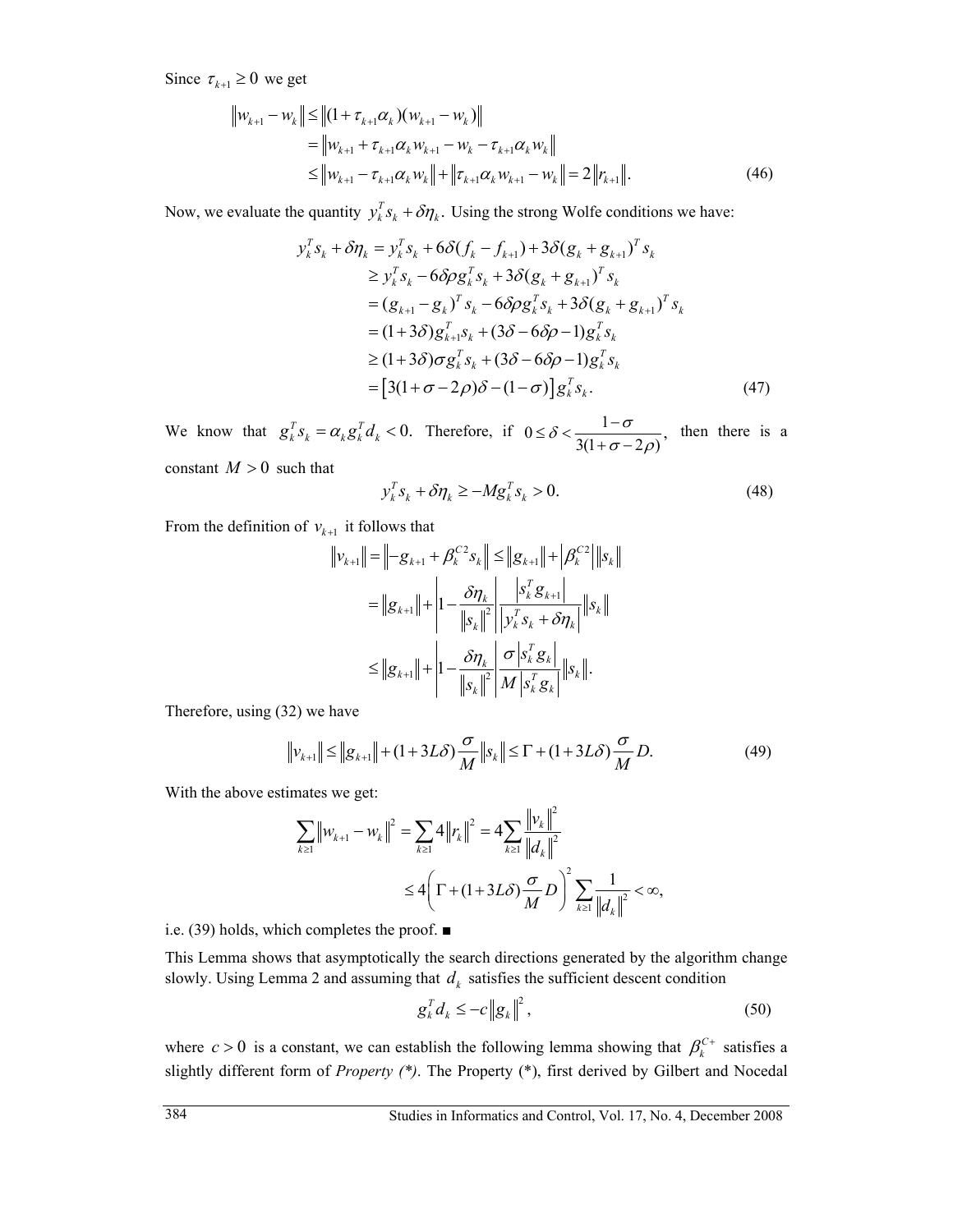Since $\tau_{k+1} \geq 0$ we get

$$\begin{aligned}
\|w_{k+1} - w_k\| &\leq \|(1+\tau_{k+1}\alpha_k)(w_{k+1} - w_k)\| \\
&= \|w_{k+1} + \tau_{k+1}\alpha_k w_{k+1} - w_k - \tau_{k+1}\alpha_k w_k\| \\
&\leq \|w_{k+1} - \tau_{k+1}\alpha_k w_k\| + \|\tau_{k+1}\alpha_k w_{k+1} - w_k\| = 2\|r_{k+1}\|.
\end{aligned} \tag{46}$$

Now, we evaluate the quantity $y_k^T s_k + \delta\eta_k$. Using the strong Wolfe conditions we have:

$$\begin{aligned}
y_k^T s_k + \delta\eta_k &= y_k^T s_k + 6\delta(f_k - f_{k+1}) + 3\delta(g_k + g_{k+1})^T s_k \\
&\geq y_k^T s_k - 6\delta\rho g_k^T s_k + 3\delta(g_k + g_{k+1})^T s_k \\
&= (g_{k+1} - g_k)^T s_k - 6\delta\rho g_k^T s_k + 3\delta(g_k + g_{k+1})^T s_k \\
&= (1+3\delta) g_{k+1}^T s_k + (3\delta - 6\delta\rho - 1) g_k^T s_k \\
&\geq (1+3\delta)\sigma g_k^T s_k + (3\delta - 6\delta\rho - 1) g_k^T s_k \\
&= \left[3(1+\sigma-2\rho)\delta - (1-\sigma)\right] g_k^T s_k.
\end{aligned} \tag{47}$$

We know that $g_k^T s_k = \alpha_k g_k^T d_k < 0.$ Therefore, if $0 \leq \delta < \dfrac{1-\sigma}{3(1+\sigma-2\rho)},$ then there is a constant $M > 0$ such that

$$y_k^T s_k + \delta\eta_k \geq -M g_k^T s_k > 0. \tag{48}$$

From the definition of $v_{k+1}$ it follows that

$$\begin{aligned}
\|v_{k+1}\| &= \left\|-g_{k+1} + \beta_k^{C2} s_k\right\| \leq \|g_{k+1}\| + \left|\beta_k^{C2}\right| \|s_k\| \\
&= \|g_{k+1}\| + \left|1 - \frac{\delta\eta_k}{\|s_k\|^2}\right| \frac{|s_k^T g_{k+1}|}{|y_k^T s_k + \delta\eta_k|} \|s_k\| \\
&\leq \|g_{k+1}\| + \left|1 - \frac{\delta\eta_k}{\|s_k\|^2}\right| \frac{\sigma |s_k^T g_k|}{M |s_k^T g_k|} \|s_k\|.
\end{aligned}$$

Therefore, using (32) we have

$$\|v_{k+1}\| \leq \|g_{k+1}\| + (1+3L\delta)\frac{\sigma}{M}\|s_k\| \leq \Gamma + (1+3L\delta)\frac{\sigma}{M} D. \tag{49}$$

With the above estimates we get:

$$\begin{aligned}
\sum_{k\geq 1} \|w_{k+1} - w_k\|^2 &= \sum_{k\geq 1} 4\|r_k\|^2 = 4\sum_{k\geq 1} \frac{\|v_k\|^2}{\|d_k\|^2} \\
&\leq 4\left(\Gamma + (1+3L\delta)\frac{\sigma}{M} D\right)^2 \sum_{k\geq 1} \frac{1}{\|d_k\|^2} < \infty,
\end{aligned}$$

i.e. (39) holds, which completes the proof. ■

This Lemma shows that asymptotically the search directions generated by the algorithm change slowly. Using Lemma 2 and assuming that $d_k$ satisfies the sufficient descent condition

$$g_k^T d_k \leq -c\|g_k\|^2, \tag{50}$$

where $c > 0$ is a constant, we can establish the following lemma showing that $\beta_k^{C+}$ satisfies a slightly different form of *Property (\*)*. The Property (\*), first derived by Gilbert and Nocedal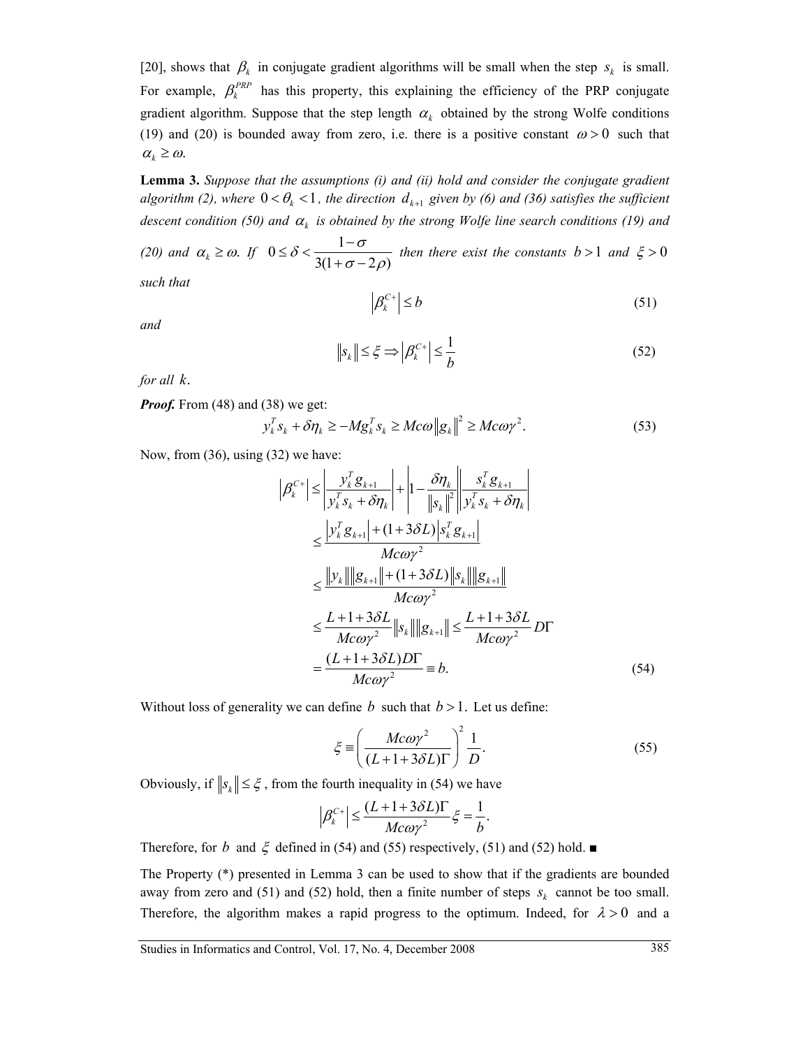[20], shows that $\beta_k$ in conjugate gradient algorithms will be small when the step $s_k$ is small. For example, $\beta_k^{PRP}$ has this property, this explaining the efficiency of the PRP conjugate gradient algorithm. Suppose that the step length $\alpha_k$ obtained by the strong Wolfe conditions (19) and (20) is bounded away from zero, i.e. there is a positive constant $\omega > 0$ such that $\alpha_k \geq \omega.$

**Lemma 3.** *Suppose that the assumptions (i) and (ii) hold and consider the conjugate gradient algorithm (2), where $0 < \theta_k < 1$, the direction $d_{k+1}$ given by (6) and (36) satisfies the sufficient descent condition (50) and $\alpha_k$ is obtained by the strong Wolfe line search conditions (19) and (20) and $\alpha_k \geq \omega$. If $0 \leq \delta < \dfrac{1-\sigma}{3(1+\sigma-2\rho)}$ then there exist the constants $b > 1$ and $\xi > 0$ such that*

$$\left|\beta_k^{C+}\right| \leq b \tag{51}$$

*and*

$$\|s_k\| \leq \xi \Rightarrow \left|\beta_k^{C+}\right| \leq \frac{1}{b} \tag{52}$$

*for all $k$.*

***Proof.*** From (48) and (38) we get:

$$y_k^T s_k + \delta \eta_k \geq -M g_k^T s_k \geq Mc\omega \|g_k\|^2 \geq Mc\omega\gamma^2. \tag{53}$$

Now, from (36), using (32) we have:

$$\begin{aligned}
\left|\beta_k^{C+}\right| &\leq \left|\frac{y_k^T g_{k+1}}{y_k^T s_k + \delta\eta_k}\right| + \left|1 - \frac{\delta\eta_k}{\|s_k\|^2}\right| \left|\frac{s_k^T g_{k+1}}{y_k^T s_k + \delta\eta_k}\right| \\
&\leq \frac{\left|y_k^T g_{k+1}\right| + (1+3\delta L)\left|s_k^T g_{k+1}\right|}{Mc\omega\gamma^2} \\
&\leq \frac{\|y_k\|\|g_{k+1}\| + (1+3\delta L)\|s_k\|\|g_{k+1}\|}{Mc\omega\gamma^2} \\
&\leq \frac{L+1+3\delta L}{Mc\omega\gamma^2}\|s_k\|\|g_{k+1}\| \leq \frac{L+1+3\delta L}{Mc\omega\gamma^2} D\Gamma \\
&= \frac{(L+1+3\delta L)D\Gamma}{Mc\omega\gamma^2} \equiv b.
\end{aligned} \tag{54}$$

Without loss of generality we can define $b$ such that $b > 1.$ Let us define:

$$\xi \equiv \left(\frac{Mc\omega\gamma^2}{(L+1+3\delta L)\Gamma}\right)^2 \frac{1}{D}. \tag{55}$$

Obviously, if $\|s_k\| \leq \xi$, from the fourth inequality in (54) we have

$$\left|\beta_k^{C+}\right| \leq \frac{(L+1+3\delta L)\Gamma}{Mc\omega\gamma^2}\xi = \frac{1}{b}.$$

Therefore, for $b$ and $\xi$ defined in (54) and (55) respectively, (51) and (52) hold. ■

The Property (*) presented in Lemma 3 can be used to show that if the gradients are bounded away from zero and (51) and (52) hold, then a finite number of steps $s_k$ cannot be too small. Therefore, the algorithm makes a rapid progress to the optimum. Indeed, for $\lambda > 0$ and a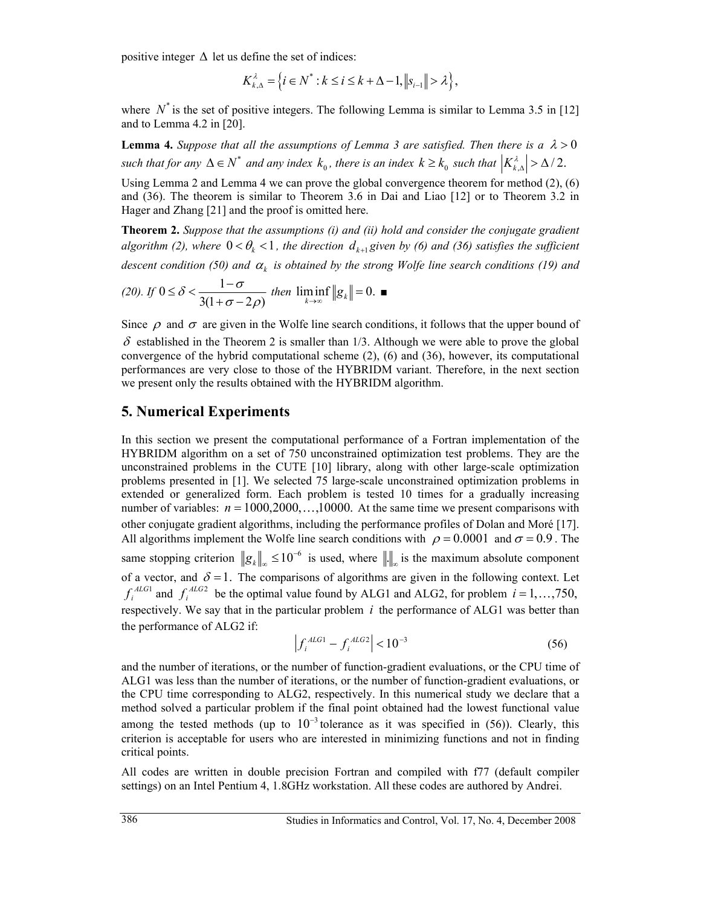positive integer $\Delta$ let us define the set of indices:

$$K_{k,\Delta}^{\lambda} = \left\{ i \in N^* : k \le i \le k + \Delta - 1, \left\| s_{i-1} \right\| > \lambda \right\},$$

where $N^*$ is the set of positive integers. The following Lemma is similar to Lemma 3.5 in [12] and to Lemma 4.2 in [20].

**Lemma 4.** *Suppose that all the assumptions of Lemma 3 are satisfied. Then there is a $\lambda > 0$ such that for any $\Delta \in N^*$ and any index $k_0$, there is an index $k \ge k_0$ such that $\left| K_{k,\Delta}^{\lambda} \right| > \Delta / 2.$*

Using Lemma 2 and Lemma 4 we can prove the global convergence theorem for method (2), (6) and (36). The theorem is similar to Theorem 3.6 in Dai and Liao [12] or to Theorem 3.2 in Hager and Zhang [21] and the proof is omitted here.

**Theorem 2.** *Suppose that the assumptions (i) and (ii) hold and consider the conjugate gradient algorithm (2), where $0 < \theta_k < 1$, the direction $d_{k+1}$ given by (6) and (36) satisfies the sufficient descent condition (50) and $\alpha_k$ is obtained by the strong Wolfe line search conditions (19) and (20). If $0 \le \delta < \dfrac{1-\sigma}{3(1+\sigma-2\rho)}$ then $\liminf_{k \to \infty} \left\| g_k \right\| = 0.$* ■

Since $\rho$ and $\sigma$ are given in the Wolfe line search conditions, it follows that the upper bound of $\delta$ established in the Theorem 2 is smaller than 1/3. Although we were able to prove the global convergence of the hybrid computational scheme (2), (6) and (36), however, its computational performances are very close to those of the HYBRIDM variant. Therefore, in the next section we present only the results obtained with the HYBRIDM algorithm.

## 5. Numerical Experiments

In this section we present the computational performance of a Fortran implementation of the HYBRIDM algorithm on a set of 750 unconstrained optimization test problems. They are the unconstrained problems in the CUTE [10] library, along with other large-scale optimization problems presented in [1]. We selected 75 large-scale unconstrained optimization problems in extended or generalized form. Each problem is tested 10 times for a gradually increasing number of variables: $n = 1000, 2000, \ldots, 10000.$ At the same time we present comparisons with other conjugate gradient algorithms, including the performance profiles of Dolan and Moré [17]. All algorithms implement the Wolfe line search conditions with $\rho = 0.0001$ and $\sigma = 0.9$. The same stopping criterion $\left\| g_k \right\|_\infty \le 10^{-6}$ is used, where $\left\| . \right\|_\infty$ is the maximum absolute component of a vector, and $\delta = 1.$ The comparisons of algorithms are given in the following context. Let $f_i^{ALG1}$ and $f_i^{ALG2}$ be the optimal value found by ALG1 and ALG2, for problem $i = 1, \ldots, 750,$ respectively. We say that in the particular problem $i$ the performance of ALG1 was better than the performance of ALG2 if:

$$\left| f_i^{ALG1} - f_i^{ALG2} \right| < 10^{-3} \tag{56}$$

and the number of iterations, or the number of function-gradient evaluations, or the CPU time of ALG1 was less than the number of iterations, or the number of function-gradient evaluations, or the CPU time corresponding to ALG2, respectively. In this numerical study we declare that a method solved a particular problem if the final point obtained had the lowest functional value among the tested methods (up to $10^{-3}$ tolerance as it was specified in (56)). Clearly, this criterion is acceptable for users who are interested in minimizing functions and not in finding critical points.

All codes are written in double precision Fortran and compiled with f77 (default compiler settings) on an Intel Pentium 4, 1.8GHz workstation. All these codes are authored by Andrei.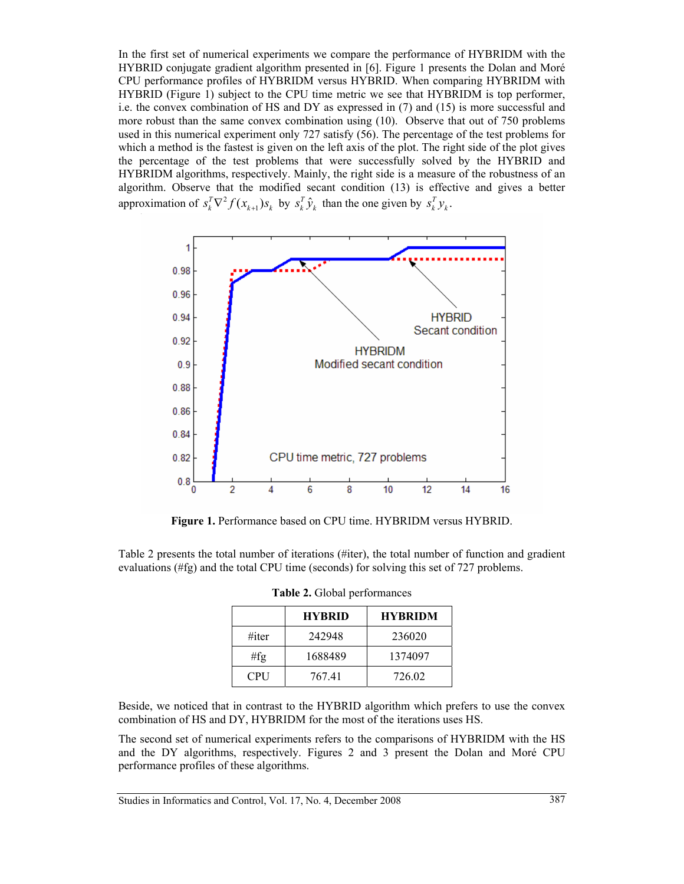In the first set of numerical experiments we compare the performance of HYBRIDM with the HYBRID conjugate gradient algorithm presented in [6]. Figure 1 presents the Dolan and Moré CPU performance profiles of HYBRIDM versus HYBRID. When comparing HYBRIDM with HYBRID (Figure 1) subject to the CPU time metric we see that HYBRIDM is top performer, i.e. the convex combination of HS and DY as expressed in (7) and (15) is more successful and more robust than the same convex combination using (10). Observe that out of 750 problems used in this numerical experiment only 727 satisfy (56). The percentage of the test problems for which a method is the fastest is given on the left axis of the plot. The right side of the plot gives the percentage of the test problems that were successfully solved by the HYBRID and HYBRIDM algorithms, respectively. Mainly, the right side is a measure of the robustness of an algorithm. Observe that the modified secant condition (13) is effective and gives a better approximation of $s_k^T \nabla^2 f(x_{k+1}) s_k$ by $s_k^T \hat{y}_k$ than the one given by $s_k^T y_k$.

**Figure 1.** Performance based on CPU time. HYBRIDM versus HYBRID.

Table 2 presents the total number of iterations (#iter), the total number of function and gradient evaluations (#fg) and the total CPU time (seconds) for solving this set of 727 problems.

**Table 2.** Global performances

| | **HYBRID** | **HYBRIDM** |
|---|---|---|
| #iter | 242948 | 236020 |
| #fg | 1688489 | 1374097 |
| CPU | 767.41 | 726.02 |

Beside, we noticed that in contrast to the HYBRID algorithm which prefers to use the convex combination of HS and DY, HYBRIDM for the most of the iterations uses HS.

The second set of numerical experiments refers to the comparisons of HYBRIDM with the HS and the DY algorithms, respectively. Figures 2 and 3 present the Dolan and Moré CPU performance profiles of these algorithms.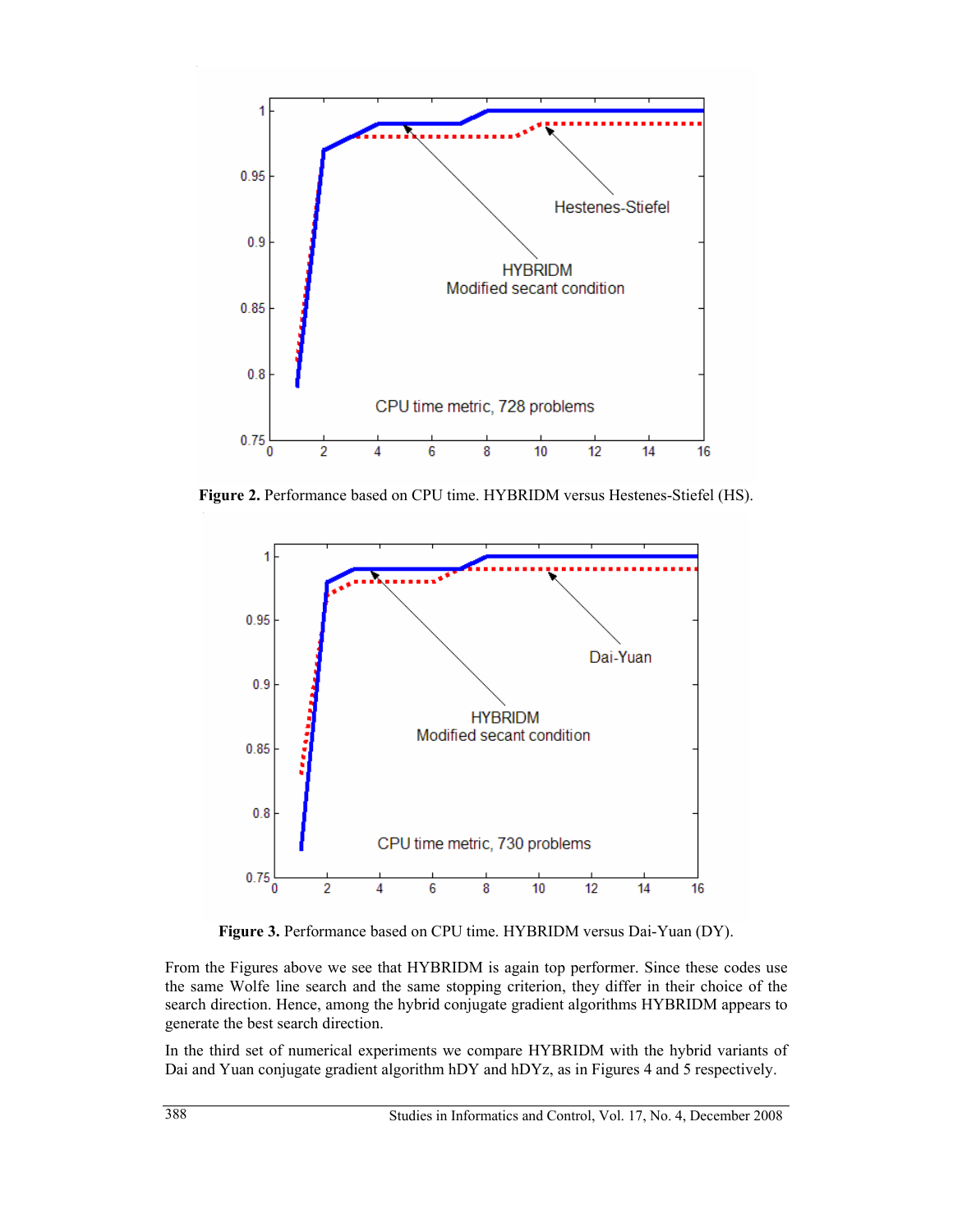Figure 2. Performance based on CPU time. HYBRIDM versus Hestenes-Stiefel (HS).

Figure 3. Performance based on CPU time. HYBRIDM versus Dai-Yuan (DY).

From the Figures above we see that HYBRIDM is again top performer. Since these codes use the same Wolfe line search and the same stopping criterion, they differ in their choice of the search direction. Hence, among the hybrid conjugate gradient algorithms HYBRIDM appears to generate the best search direction.

In the third set of numerical experiments we compare HYBRIDM with the hybrid variants of Dai and Yuan conjugate gradient algorithm hDY and hDYz, as in Figures 4 and 5 respectively.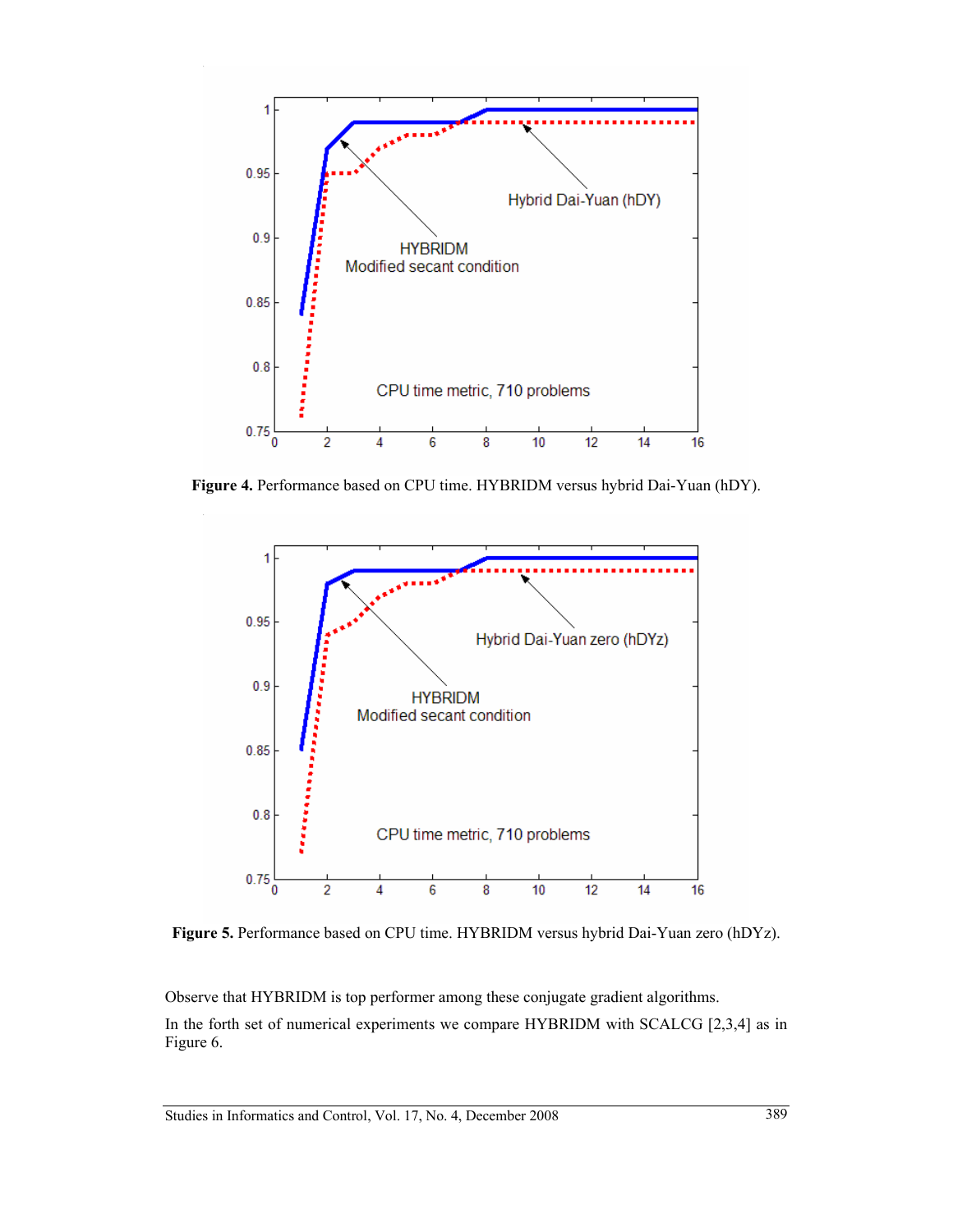**Figure 4.** Performance based on CPU time. HYBRIDM versus hybrid Dai-Yuan (hDY).

**Figure 5.** Performance based on CPU time. HYBRIDM versus hybrid Dai-Yuan zero (hDYz).

Observe that HYBRIDM is top performer among these conjugate gradient algorithms.

In the forth set of numerical experiments we compare HYBRIDM with SCALCG [2,3,4] as in Figure 6.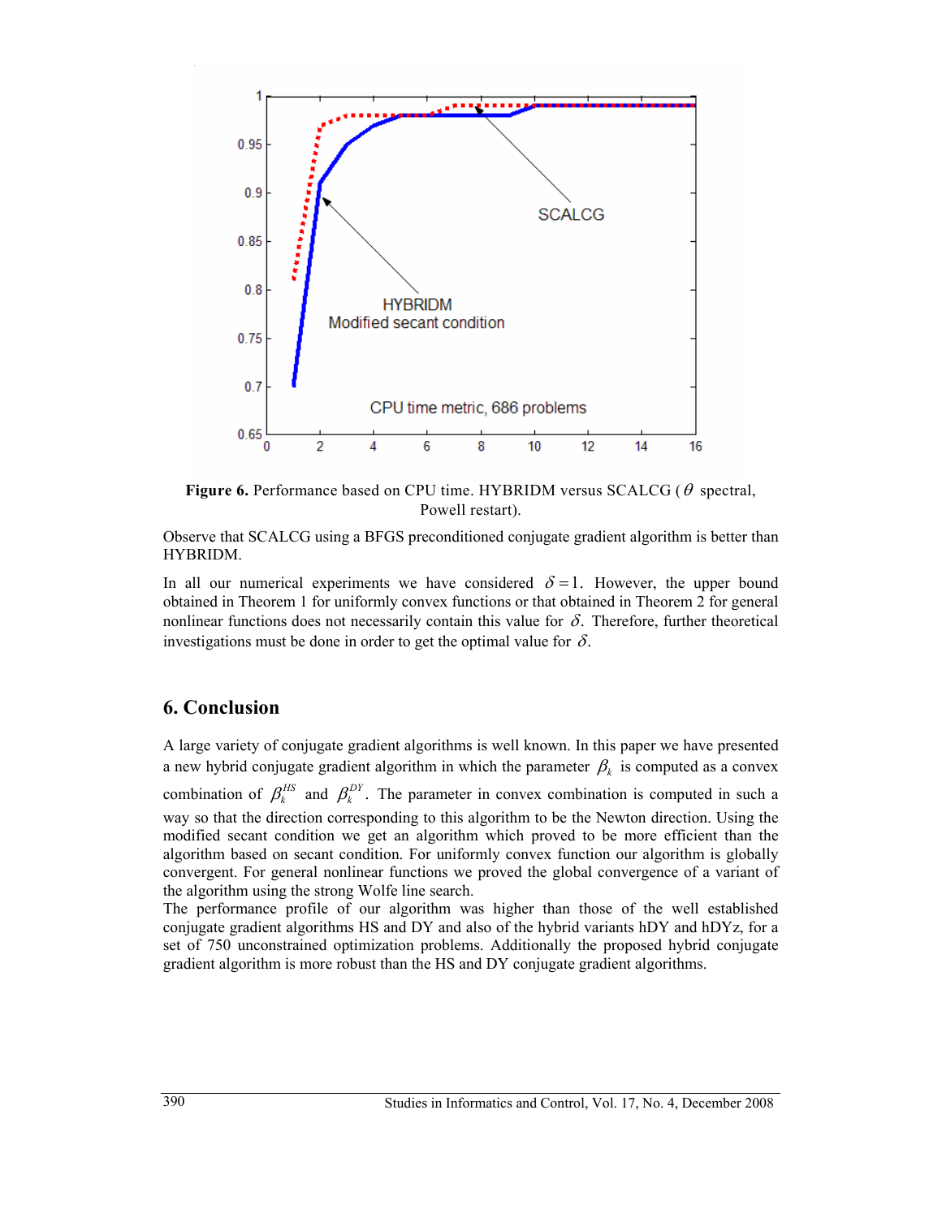**Figure 6.** Performance based on CPU time. HYBRIDM versus SCALCG ($\theta$ spectral, Powell restart).

Observe that SCALCG using a BFGS preconditioned conjugate gradient algorithm is better than HYBRIDM.

In all our numerical experiments we have considered $\delta = 1$. However, the upper bound obtained in Theorem 1 for uniformly convex functions or that obtained in Theorem 2 for general nonlinear functions does not necessarily contain this value for $\delta$. Therefore, further theoretical investigations must be done in order to get the optimal value for $\delta$.

## 6. Conclusion

A large variety of conjugate gradient algorithms is well known. In this paper we have presented a new hybrid conjugate gradient algorithm in which the parameter $\beta_k$ is computed as a convex combination of $\beta_k^{HS}$ and $\beta_k^{DY}$. The parameter in convex combination is computed in such a way so that the direction corresponding to this algorithm to be the Newton direction. Using the modified secant condition we get an algorithm which proved to be more efficient than the algorithm based on secant condition. For uniformly convex function our algorithm is globally convergent. For general nonlinear functions we proved the global convergence of a variant of the algorithm using the strong Wolfe line search.
The performance profile of our algorithm was higher than those of the well established conjugate gradient algorithms HS and DY and also of the hybrid variants hDY and hDYz, for a set of 750 unconstrained optimization problems. Additionally the proposed hybrid conjugate gradient algorithm is more robust than the HS and DY conjugate gradient algorithms.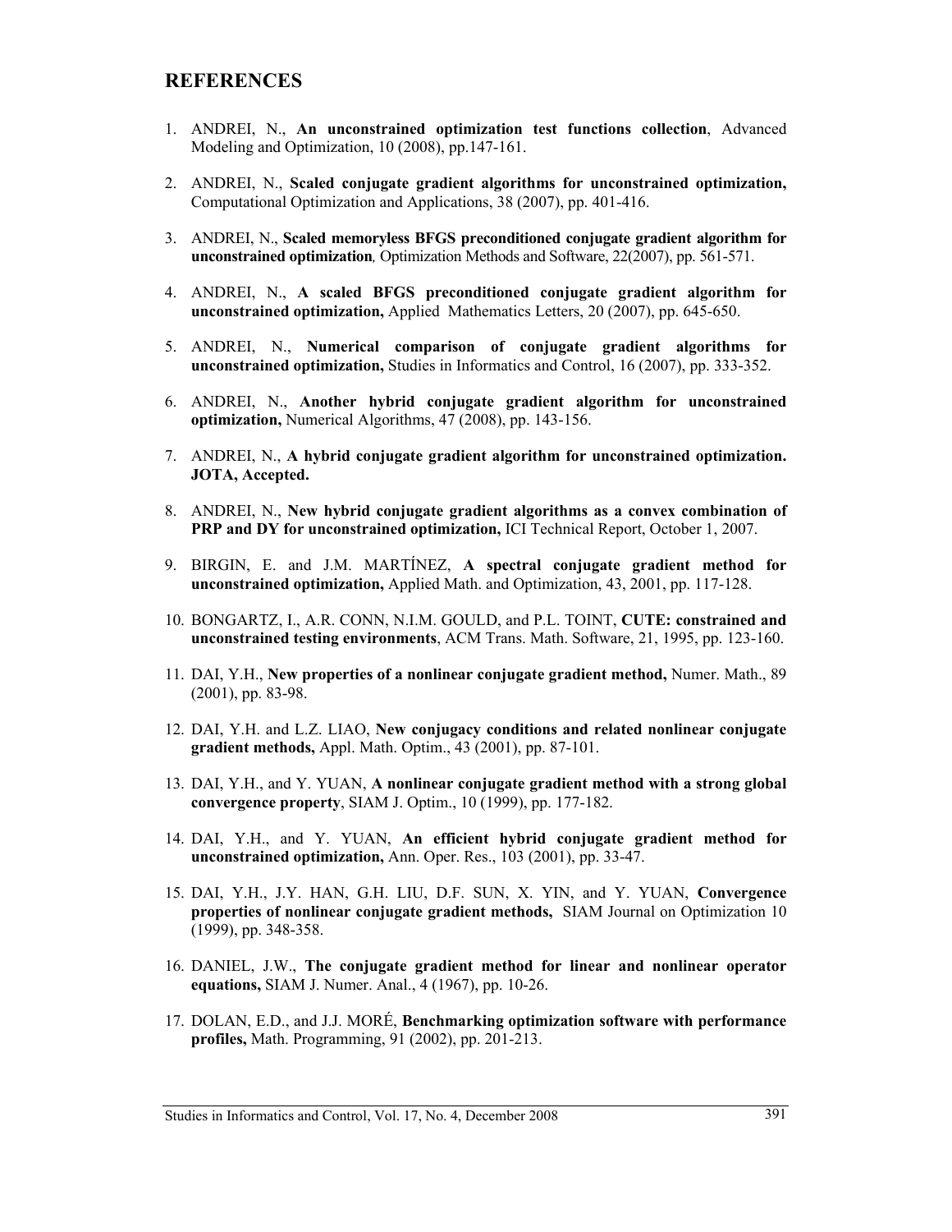## REFERENCES

1. ANDREI, N., **An unconstrained optimization test functions collection**, Advanced Modeling and Optimization, 10 (2008), pp.147-161.

2. ANDREI, N., **Scaled conjugate gradient algorithms for unconstrained optimization,** Computational Optimization and Applications, 38 (2007), pp. 401-416.

3. ANDREI, N., **Scaled memoryless BFGS preconditioned conjugate gradient algorithm for unconstrained optimization***,* Optimization Methods and Software, 22(2007), pp. 561-571.

4. ANDREI, N., **A scaled BFGS preconditioned conjugate gradient algorithm for unconstrained optimization,** Applied Mathematics Letters, 20 (2007), pp. 645-650.

5. ANDREI, N., **Numerical comparison of conjugate gradient algorithms for unconstrained optimization,** Studies in Informatics and Control, 16 (2007), pp. 333-352.

6. ANDREI, N., **Another hybrid conjugate gradient algorithm for unconstrained optimization,** Numerical Algorithms, 47 (2008), pp. 143-156.

7. ANDREI, N., **A hybrid conjugate gradient algorithm for unconstrained optimization. JOTA, Accepted.**

8. ANDREI, N., **New hybrid conjugate gradient algorithms as a convex combination of PRP and DY for unconstrained optimization,** ICI Technical Report, October 1, 2007.

9. BIRGIN, E. and J.M. MARTÍNEZ, **A spectral conjugate gradient method for unconstrained optimization,** Applied Math. and Optimization, 43, 2001, pp. 117-128.

10. BONGARTZ, I., A.R. CONN, N.I.M. GOULD, and P.L. TOINT, **CUTE: constrained and unconstrained testing environments**, ACM Trans. Math. Software, 21, 1995, pp. 123-160.

11. DAI, Y.H., **New properties of a nonlinear conjugate gradient method,** Numer. Math., 89 (2001), pp. 83-98.

12. DAI, Y.H. and L.Z. LIAO, **New conjugacy conditions and related nonlinear conjugate gradient methods,** Appl. Math. Optim., 43 (2001), pp. 87-101.

13. DAI, Y.H., and Y. YUAN, **A nonlinear conjugate gradient method with a strong global convergence property**, SIAM J. Optim., 10 (1999), pp. 177-182.

14. DAI, Y.H., and Y. YUAN, **An efficient hybrid conjugate gradient method for unconstrained optimization,** Ann. Oper. Res., 103 (2001), pp. 33-47.

15. DAI, Y.H., J.Y. HAN, G.H. LIU, D.F. SUN, X. YIN, and Y. YUAN, **Convergence properties of nonlinear conjugate gradient methods,** SIAM Journal on Optimization 10 (1999), pp. 348-358.

16. DANIEL, J.W., **The conjugate gradient method for linear and nonlinear operator equations,** SIAM J. Numer. Anal., 4 (1967), pp. 10-26.

17. DOLAN, E.D., and J.J. MORÉ, **Benchmarking optimization software with performance profiles,** Math. Programming, 91 (2002), pp. 201-213.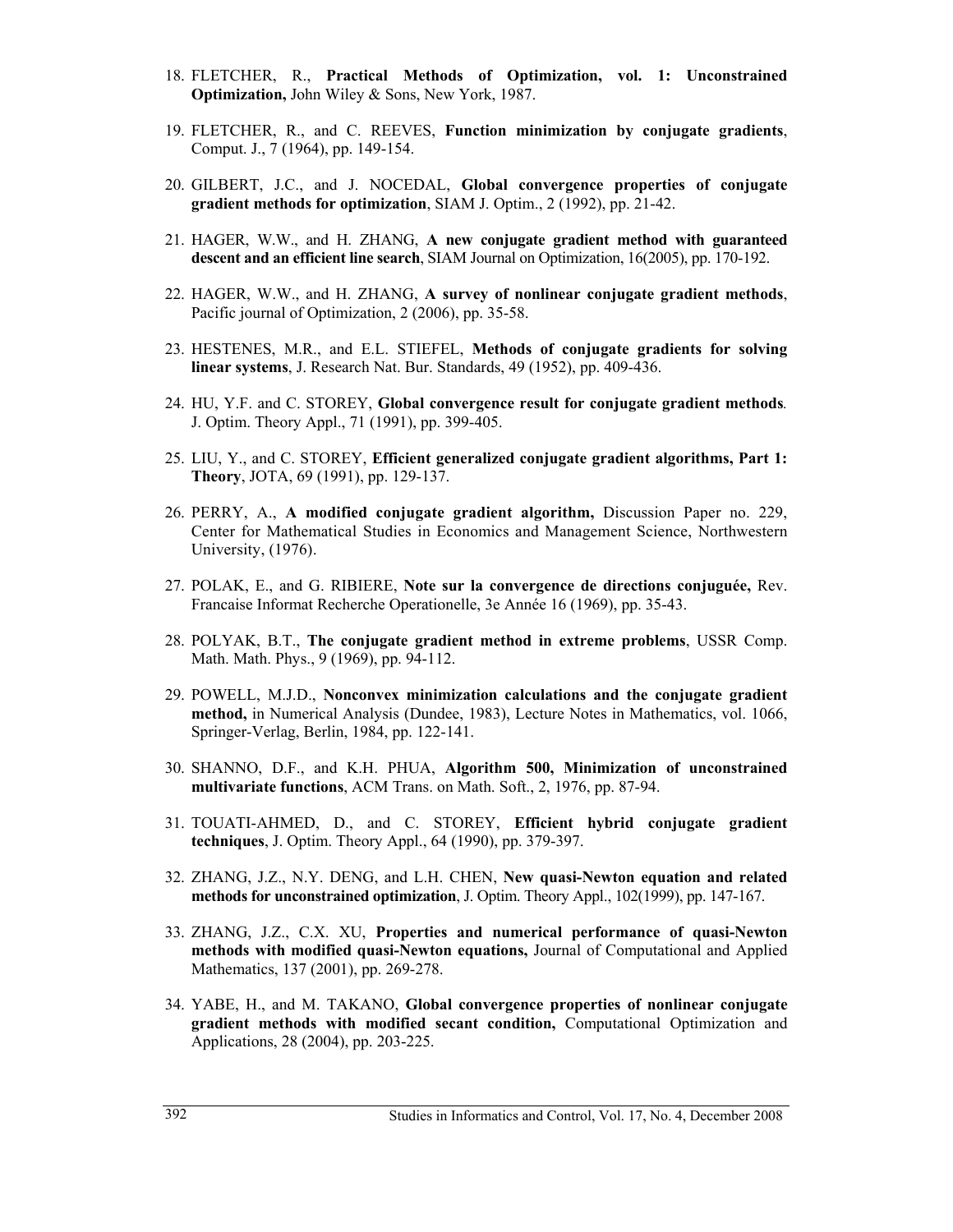18. FLETCHER, R., **Practical Methods of Optimization, vol. 1: Unconstrained Optimization,** John Wiley & Sons, New York, 1987.

19. FLETCHER, R., and C. REEVES, **Function minimization by conjugate gradients**, Comput. J., 7 (1964), pp. 149-154.

20. GILBERT, J.C., and J. NOCEDAL, **Global convergence properties of conjugate gradient methods for optimization**, SIAM J. Optim., 2 (1992), pp. 21-42.

21. HAGER, W.W., and H. ZHANG, **A new conjugate gradient method with guaranteed descent and an efficient line search**, SIAM Journal on Optimization, 16(2005), pp. 170-192.

22. HAGER, W.W., and H. ZHANG, **A survey of nonlinear conjugate gradient methods**, Pacific journal of Optimization, 2 (2006), pp. 35-58.

23. HESTENES, M.R., and E.L. STIEFEL, **Methods of conjugate gradients for solving linear systems**, J. Research Nat. Bur. Standards, 49 (1952), pp. 409-436.

24. HU, Y.F. and C. STOREY, **Global convergence result for conjugate gradient methods**. J. Optim. Theory Appl., 71 (1991), pp. 399-405.

25. LIU, Y., and C. STOREY, **Efficient generalized conjugate gradient algorithms, Part 1: Theory**, JOTA, 69 (1991), pp. 129-137.

26. PERRY, A., **A modified conjugate gradient algorithm,** Discussion Paper no. 229, Center for Mathematical Studies in Economics and Management Science, Northwestern University, (1976).

27. POLAK, E., and G. RIBIERE, **Note sur la convergence de directions conjuguée,** Rev. Francaise Informat Recherche Operationelle, 3e Année 16 (1969), pp. 35-43.

28. POLYAK, B.T., **The conjugate gradient method in extreme problems**, USSR Comp. Math. Math. Phys., 9 (1969), pp. 94-112.

29. POWELL, M.J.D., **Nonconvex minimization calculations and the conjugate gradient method,** in Numerical Analysis (Dundee, 1983), Lecture Notes in Mathematics, vol. 1066, Springer-Verlag, Berlin, 1984, pp. 122-141.

30. SHANNO, D.F., and K.H. PHUA, **Algorithm 500, Minimization of unconstrained multivariate functions**, ACM Trans. on Math. Soft., 2, 1976, pp. 87-94.

31. TOUATI-AHMED, D., and C. STOREY, **Efficient hybrid conjugate gradient techniques**, J. Optim. Theory Appl., 64 (1990), pp. 379-397.

32. ZHANG, J.Z., N.Y. DENG, and L.H. CHEN, **New quasi-Newton equation and related methods for unconstrained optimization**, J. Optim. Theory Appl., 102(1999), pp. 147-167.

33. ZHANG, J.Z., C.X. XU, **Properties and numerical performance of quasi-Newton methods with modified quasi-Newton equations,** Journal of Computational and Applied Mathematics, 137 (2001), pp. 269-278.

34. YABE, H., and M. TAKANO, **Global convergence properties of nonlinear conjugate gradient methods with modified secant condition,** Computational Optimization and Applications, 28 (2004), pp. 203-225.